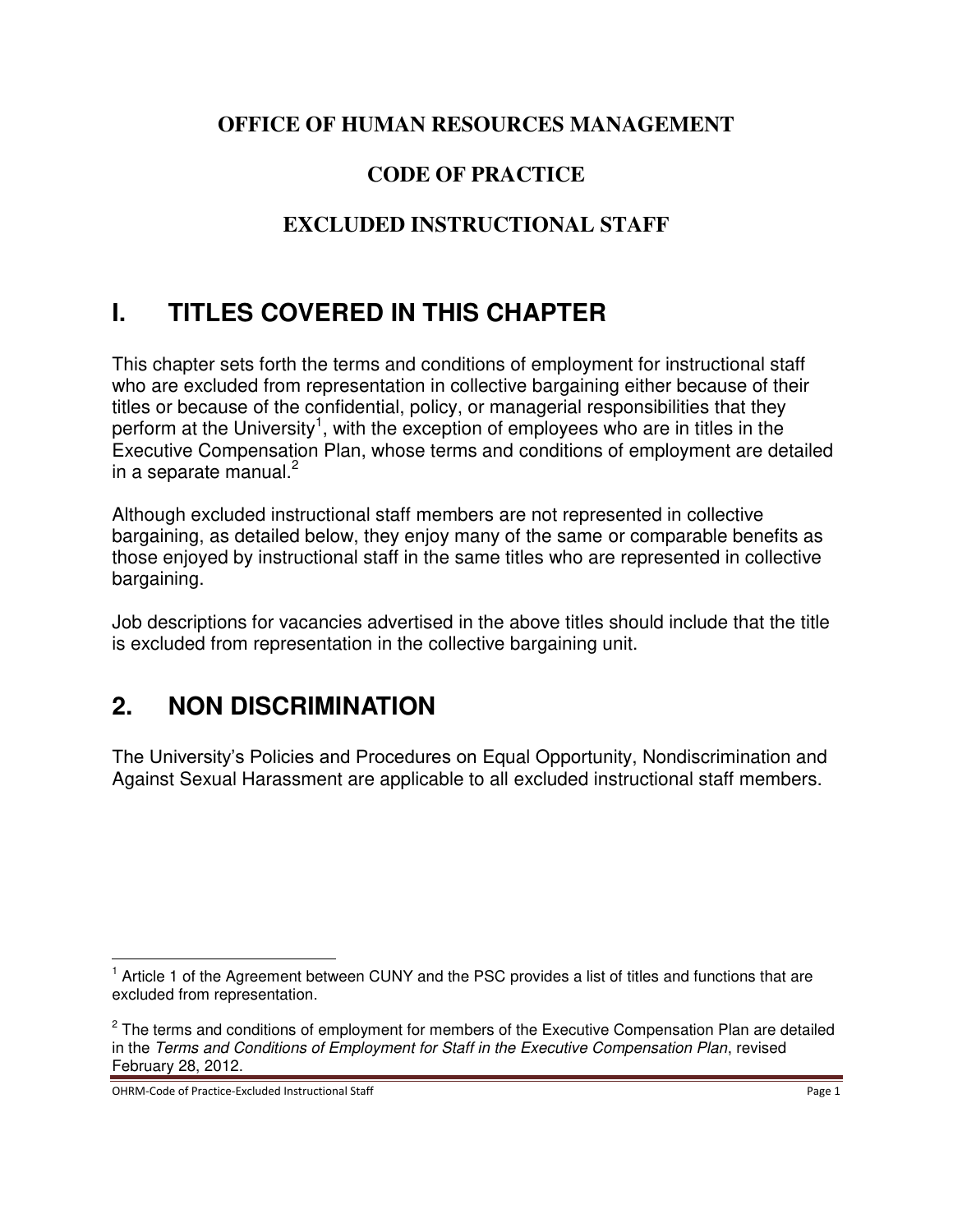**OFFICE OF HUMAN RESOURCES MANAGEMENT**

**CODE OF PRACTICE**

**EXCLUDED INSTRUCTIONAL STAFF**

# I. TITLES COVERED IN THIS CHAPTER

This chapter sets forth the terms and conditions of employment for instructional staff who are excluded from representation in collective bargaining either because of their titles or because of the confidential, policy, or managerial responsibilities that they perform at the University[1], with the exception of employees who are in titles in the Executive Compensation Plan, whose terms and conditions of employment are detailed in a separate manual.[2]

Although excluded instructional staff members are not represented in collective bargaining, as detailed below, they enjoy many of the same or comparable benefits as those enjoyed by instructional staff in the same titles who are represented in collective bargaining.

Job descriptions for vacancies advertised in the above titles should include that the title is excluded from representation in the collective bargaining unit.

# 2. NON DISCRIMINATION

The University's Policies and Procedures on Equal Opportunity, Nondiscrimination and Against Sexual Harassment are applicable to all excluded instructional staff members.

---

[1] Article 1 of the Agreement between CUNY and the PSC provides a list of titles and functions that are excluded from representation.

[2] The terms and conditions of employment for members of the Executive Compensation Plan are detailed in the *Terms and Conditions of Employment for Staff in the Executive Compensation Plan*, revised February 28, 2012.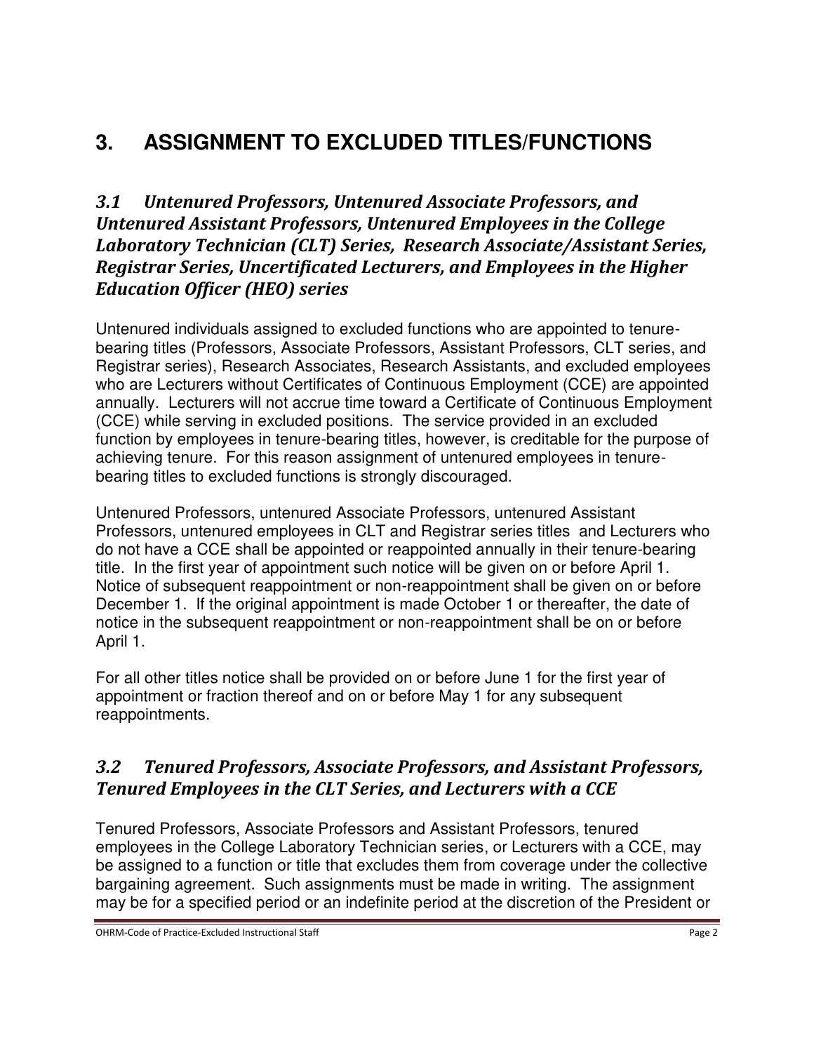# 3. ASSIGNMENT TO EXCLUDED TITLES/FUNCTIONS

## *3.1 Untenured Professors, Untenured Associate Professors, and Untenured Assistant Professors, Untenured Employees in the College Laboratory Technician (CLT) Series, Research Associate/Assistant Series, Registrar Series, Uncertificated Lecturers, and Employees in the Higher Education Officer (HEO) series*

Untenured individuals assigned to excluded functions who are appointed to tenure-bearing titles (Professors, Associate Professors, Assistant Professors, CLT series, and Registrar series), Research Associates, Research Assistants, and excluded employees who are Lecturers without Certificates of Continuous Employment (CCE) are appointed annually. Lecturers will not accrue time toward a Certificate of Continuous Employment (CCE) while serving in excluded positions. The service provided in an excluded function by employees in tenure-bearing titles, however, is creditable for the purpose of achieving tenure. For this reason assignment of untenured employees in tenure-bearing titles to excluded functions is strongly discouraged.

Untenured Professors, untenured Associate Professors, untenured Assistant Professors, untenured employees in CLT and Registrar series titles and Lecturers who do not have a CCE shall be appointed or reappointed annually in their tenure-bearing title. In the first year of appointment such notice will be given on or before April 1. Notice of subsequent reappointment or non-reappointment shall be given on or before December 1. If the original appointment is made October 1 or thereafter, the date of notice in the subsequent reappointment or non-reappointment shall be on or before April 1.

For all other titles notice shall be provided on or before June 1 for the first year of appointment or fraction thereof and on or before May 1 for any subsequent reappointments.

## *3.2 Tenured Professors, Associate Professors, and Assistant Professors, Tenured Employees in the CLT Series, and Lecturers with a CCE*

Tenured Professors, Associate Professors and Assistant Professors, tenured employees in the College Laboratory Technician series, or Lecturers with a CCE, may be assigned to a function or title that excludes them from coverage under the collective bargaining agreement. Such assignments must be made in writing. The assignment may be for a specified period or an indefinite period at the discretion of the President or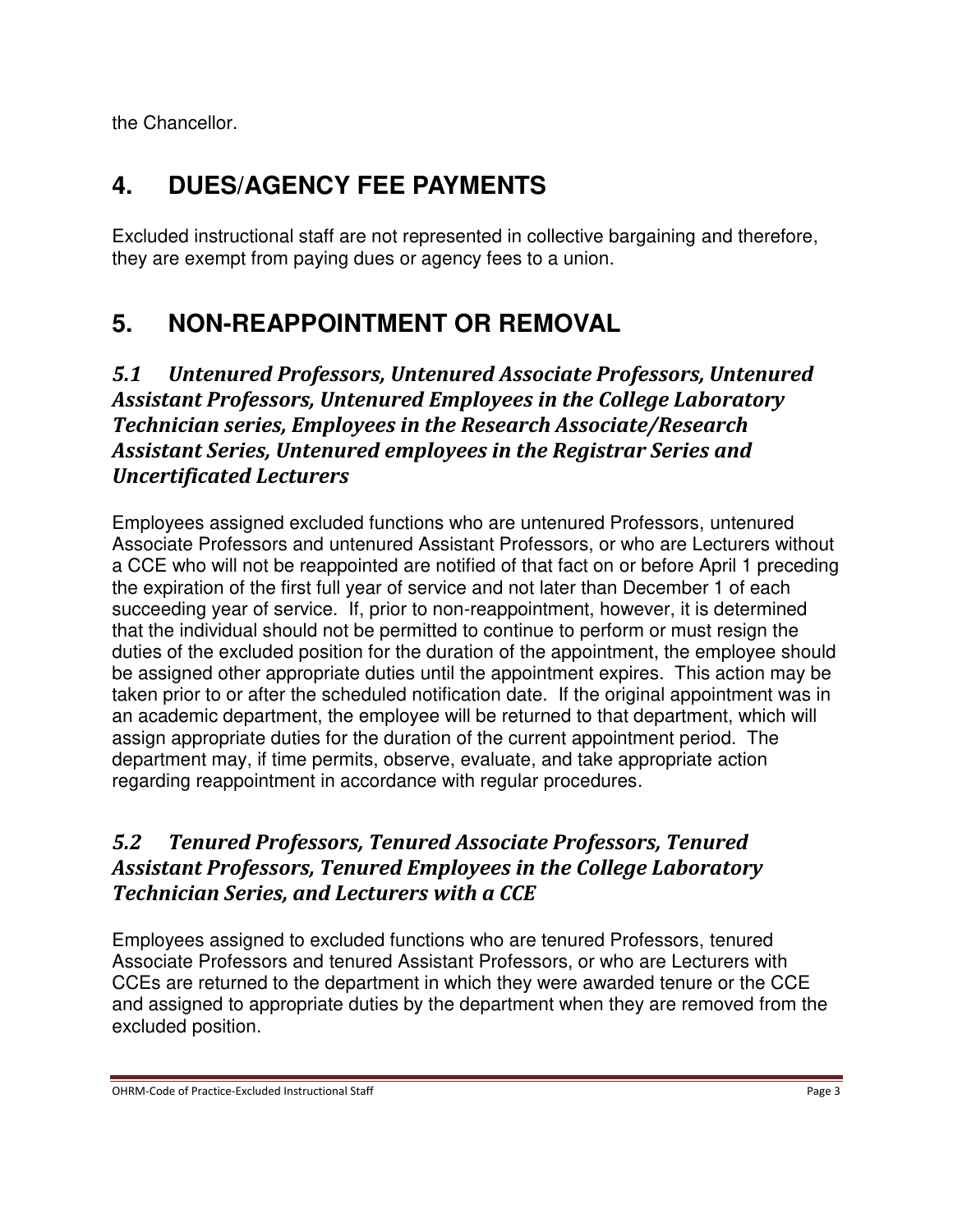the Chancellor.

# 4. DUES/AGENCY FEE PAYMENTS

Excluded instructional staff are not represented in collective bargaining and therefore, they are exempt from paying dues or agency fees to a union.

# 5. NON-REAPPOINTMENT OR REMOVAL

### *5.1 Untenured Professors, Untenured Associate Professors, Untenured Assistant Professors, Untenured Employees in the College Laboratory Technician series, Employees in the Research Associate/Research Assistant Series, Untenured employees in the Registrar Series and Uncertificated Lecturers*

Employees assigned excluded functions who are untenured Professors, untenured Associate Professors and untenured Assistant Professors, or who are Lecturers without a CCE who will not be reappointed are notified of that fact on or before April 1 preceding the expiration of the first full year of service and not later than December 1 of each succeeding year of service. If, prior to non-reappointment, however, it is determined that the individual should not be permitted to continue to perform or must resign the duties of the excluded position for the duration of the appointment, the employee should be assigned other appropriate duties until the appointment expires. This action may be taken prior to or after the scheduled notification date. If the original appointment was in an academic department, the employee will be returned to that department, which will assign appropriate duties for the duration of the current appointment period. The department may, if time permits, observe, evaluate, and take appropriate action regarding reappointment in accordance with regular procedures.

### *5.2 Tenured Professors, Tenured Associate Professors, Tenured Assistant Professors, Tenured Employees in the College Laboratory Technician Series, and Lecturers with a CCE*

Employees assigned to excluded functions who are tenured Professors, tenured Associate Professors and tenured Assistant Professors, or who are Lecturers with CCEs are returned to the department in which they were awarded tenure or the CCE and assigned to appropriate duties by the department when they are removed from the excluded position.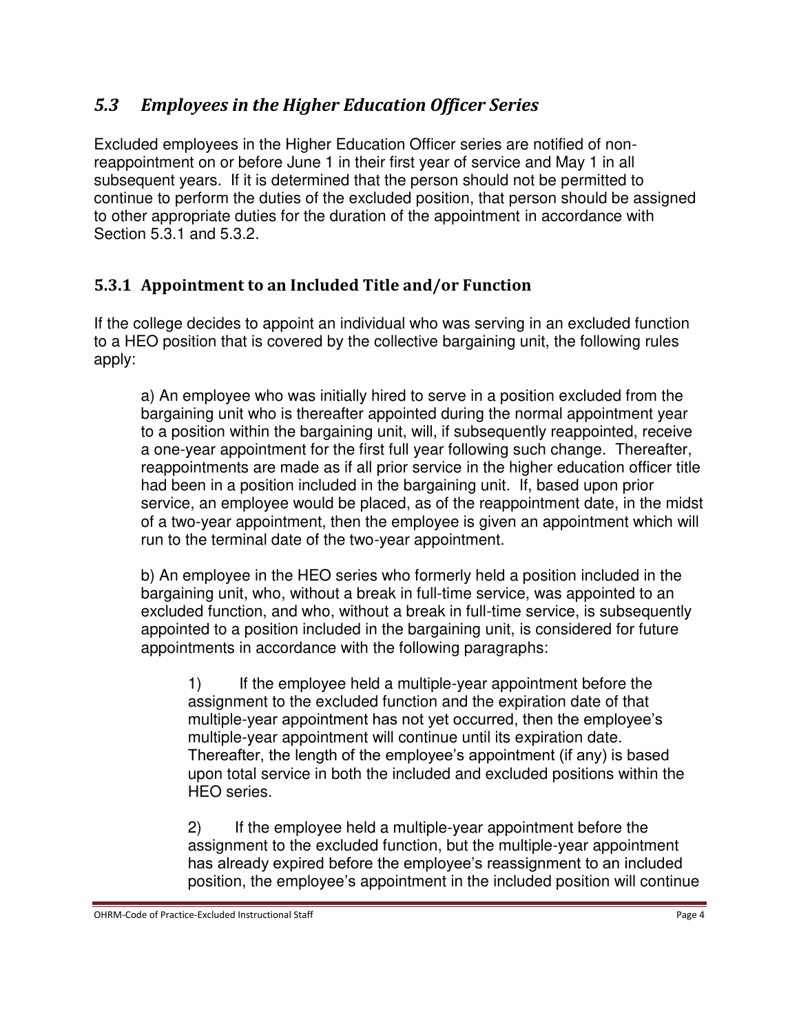## *5.3 Employees in the Higher Education Officer Series*

Excluded employees in the Higher Education Officer series are notified of non-reappointment on or before June 1 in their first year of service and May 1 in all subsequent years. If it is determined that the person should not be permitted to continue to perform the duties of the excluded position, that person should be assigned to other appropriate duties for the duration of the appointment in accordance with Section 5.3.1 and 5.3.2.

### 5.3.1 Appointment to an Included Title and/or Function

If the college decides to appoint an individual who was serving in an excluded function to a HEO position that is covered by the collective bargaining unit, the following rules apply:

a) An employee who was initially hired to serve in a position excluded from the bargaining unit who is thereafter appointed during the normal appointment year to a position within the bargaining unit, will, if subsequently reappointed, receive a one-year appointment for the first full year following such change. Thereafter, reappointments are made as if all prior service in the higher education officer title had been in a position included in the bargaining unit. If, based upon prior service, an employee would be placed, as of the reappointment date, in the midst of a two-year appointment, then the employee is given an appointment which will run to the terminal date of the two-year appointment.

b) An employee in the HEO series who formerly held a position included in the bargaining unit, who, without a break in full-time service, was appointed to an excluded function, and who, without a break in full-time service, is subsequently appointed to a position included in the bargaining unit, is considered for future appointments in accordance with the following paragraphs:

1) If the employee held a multiple-year appointment before the assignment to the excluded function and the expiration date of that multiple-year appointment has not yet occurred, then the employee's multiple-year appointment will continue until its expiration date. Thereafter, the length of the employee's appointment (if any) is based upon total service in both the included and excluded positions within the HEO series.

2) If the employee held a multiple-year appointment before the assignment to the excluded function, but the multiple-year appointment has already expired before the employee's reassignment to an included position, the employee's appointment in the included position will continue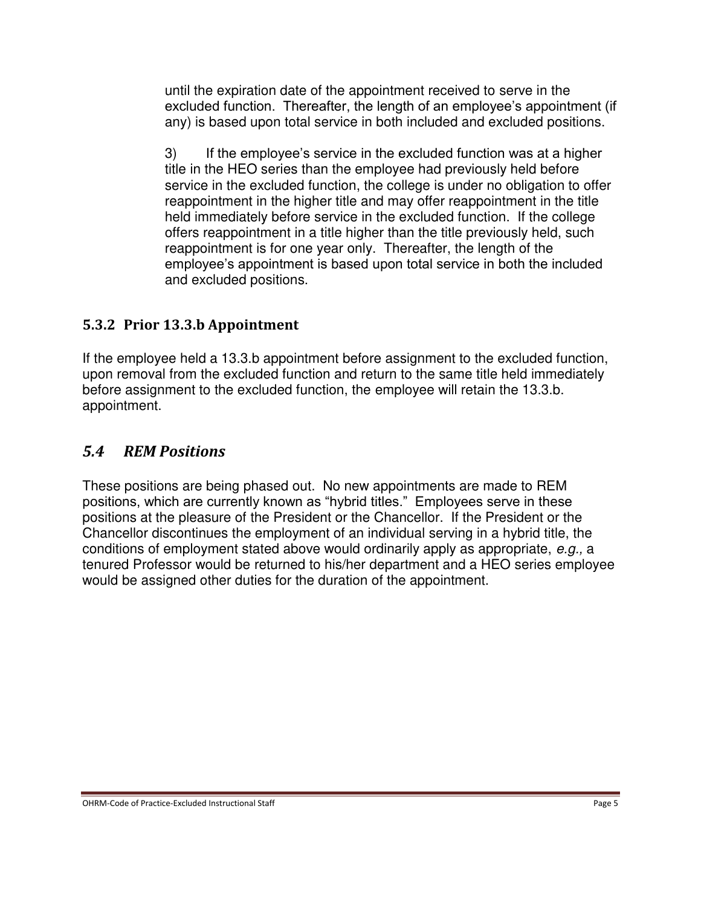until the expiration date of the appointment received to serve in the excluded function. Thereafter, the length of an employee's appointment (if any) is based upon total service in both included and excluded positions.

3) If the employee's service in the excluded function was at a higher title in the HEO series than the employee had previously held before service in the excluded function, the college is under no obligation to offer reappointment in the higher title and may offer reappointment in the title held immediately before service in the excluded function. If the college offers reappointment in a title higher than the title previously held, such reappointment is for one year only. Thereafter, the length of the employee's appointment is based upon total service in both the included and excluded positions.

### 5.3.2 Prior 13.3.b Appointment

If the employee held a 13.3.b appointment before assignment to the excluded function, upon removal from the excluded function and return to the same title held immediately before assignment to the excluded function, the employee will retain the 13.3.b. appointment.

## *5.4 REM Positions*

These positions are being phased out. No new appointments are made to REM positions, which are currently known as "hybrid titles." Employees serve in these positions at the pleasure of the President or the Chancellor. If the President or the Chancellor discontinues the employment of an individual serving in a hybrid title, the conditions of employment stated above would ordinarily apply as appropriate, *e.g.,* a tenured Professor would be returned to his/her department and a HEO series employee would be assigned other duties for the duration of the appointment.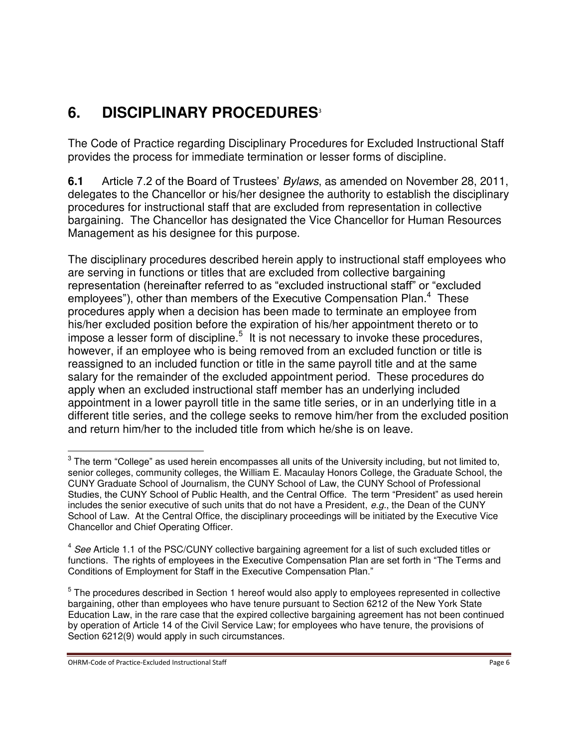# 6. DISCIPLINARY PROCEDURES[3]

The Code of Practice regarding Disciplinary Procedures for Excluded Instructional Staff provides the process for immediate termination or lesser forms of discipline.

**6.1** Article 7.2 of the Board of Trustees' *Bylaws*, as amended on November 28, 2011, delegates to the Chancellor or his/her designee the authority to establish the disciplinary procedures for instructional staff that are excluded from representation in collective bargaining. The Chancellor has designated the Vice Chancellor for Human Resources Management as his designee for this purpose.

The disciplinary procedures described herein apply to instructional staff employees who are serving in functions or titles that are excluded from collective bargaining representation (hereinafter referred to as "excluded instructional staff" or "excluded employees"), other than members of the Executive Compensation Plan.[4] These procedures apply when a decision has been made to terminate an employee from his/her excluded position before the expiration of his/her appointment thereto or to impose a lesser form of discipline.[5] It is not necessary to invoke these procedures, however, if an employee who is being removed from an excluded function or title is reassigned to an included function or title in the same payroll title and at the same salary for the remainder of the excluded appointment period. These procedures do apply when an excluded instructional staff member has an underlying included appointment in a lower payroll title in the same title series, or in an underlying title in a different title series, and the college seeks to remove him/her from the excluded position and return him/her to the included title from which he/she is on leave.

---

[3] The term "College" as used herein encompasses all units of the University including, but not limited to, senior colleges, community colleges, the William E. Macaulay Honors College, the Graduate School, the CUNY Graduate School of Journalism, the CUNY School of Law, the CUNY School of Professional Studies, the CUNY School of Public Health, and the Central Office. The term "President" as used herein includes the senior executive of such units that do not have a President, *e.g.*, the Dean of the CUNY School of Law. At the Central Office, the disciplinary proceedings will be initiated by the Executive Vice Chancellor and Chief Operating Officer.

[4] *See* Article 1.1 of the PSC/CUNY collective bargaining agreement for a list of such excluded titles or functions. The rights of employees in the Executive Compensation Plan are set forth in "The Terms and Conditions of Employment for Staff in the Executive Compensation Plan."

[5] The procedures described in Section 1 hereof would also apply to employees represented in collective bargaining, other than employees who have tenure pursuant to Section 6212 of the New York State Education Law, in the rare case that the expired collective bargaining agreement has not been continued by operation of Article 14 of the Civil Service Law; for employees who have tenure, the provisions of Section 6212(9) would apply in such circumstances.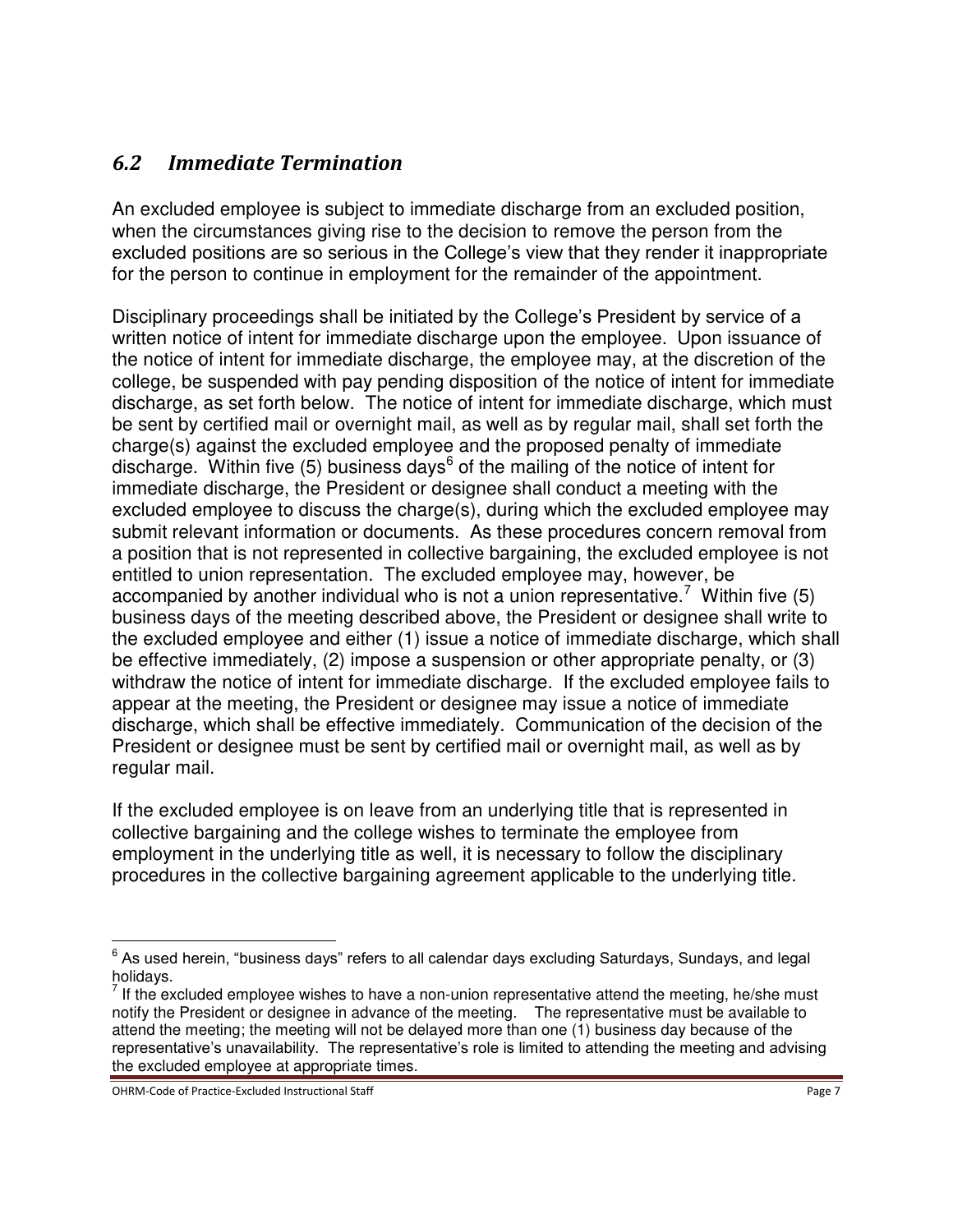## *6.2 Immediate Termination*

An excluded employee is subject to immediate discharge from an excluded position, when the circumstances giving rise to the decision to remove the person from the excluded positions are so serious in the College's view that they render it inappropriate for the person to continue in employment for the remainder of the appointment.

Disciplinary proceedings shall be initiated by the College's President by service of a written notice of intent for immediate discharge upon the employee. Upon issuance of the notice of intent for immediate discharge, the employee may, at the discretion of the college, be suspended with pay pending disposition of the notice of intent for immediate discharge, as set forth below. The notice of intent for immediate discharge, which must be sent by certified mail or overnight mail, as well as by regular mail, shall set forth the charge(s) against the excluded employee and the proposed penalty of immediate discharge. Within five (5) business days[6] of the mailing of the notice of intent for immediate discharge, the President or designee shall conduct a meeting with the excluded employee to discuss the charge(s), during which the excluded employee may submit relevant information or documents. As these procedures concern removal from a position that is not represented in collective bargaining, the excluded employee is not entitled to union representation. The excluded employee may, however, be accompanied by another individual who is not a union representative.[7] Within five (5) business days of the meeting described above, the President or designee shall write to the excluded employee and either (1) issue a notice of immediate discharge, which shall be effective immediately, (2) impose a suspension or other appropriate penalty, or (3) withdraw the notice of intent for immediate discharge. If the excluded employee fails to appear at the meeting, the President or designee may issue a notice of immediate discharge, which shall be effective immediately. Communication of the decision of the President or designee must be sent by certified mail or overnight mail, as well as by regular mail.

If the excluded employee is on leave from an underlying title that is represented in collective bargaining and the college wishes to terminate the employee from employment in the underlying title as well, it is necessary to follow the disciplinary procedures in the collective bargaining agreement applicable to the underlying title.

---

[6] As used herein, "business days" refers to all calendar days excluding Saturdays, Sundays, and legal holidays.

[7] If the excluded employee wishes to have a non-union representative attend the meeting, he/she must notify the President or designee in advance of the meeting. The representative must be available to attend the meeting; the meeting will not be delayed more than one (1) business day because of the representative's unavailability. The representative's role is limited to attending the meeting and advising the excluded employee at appropriate times.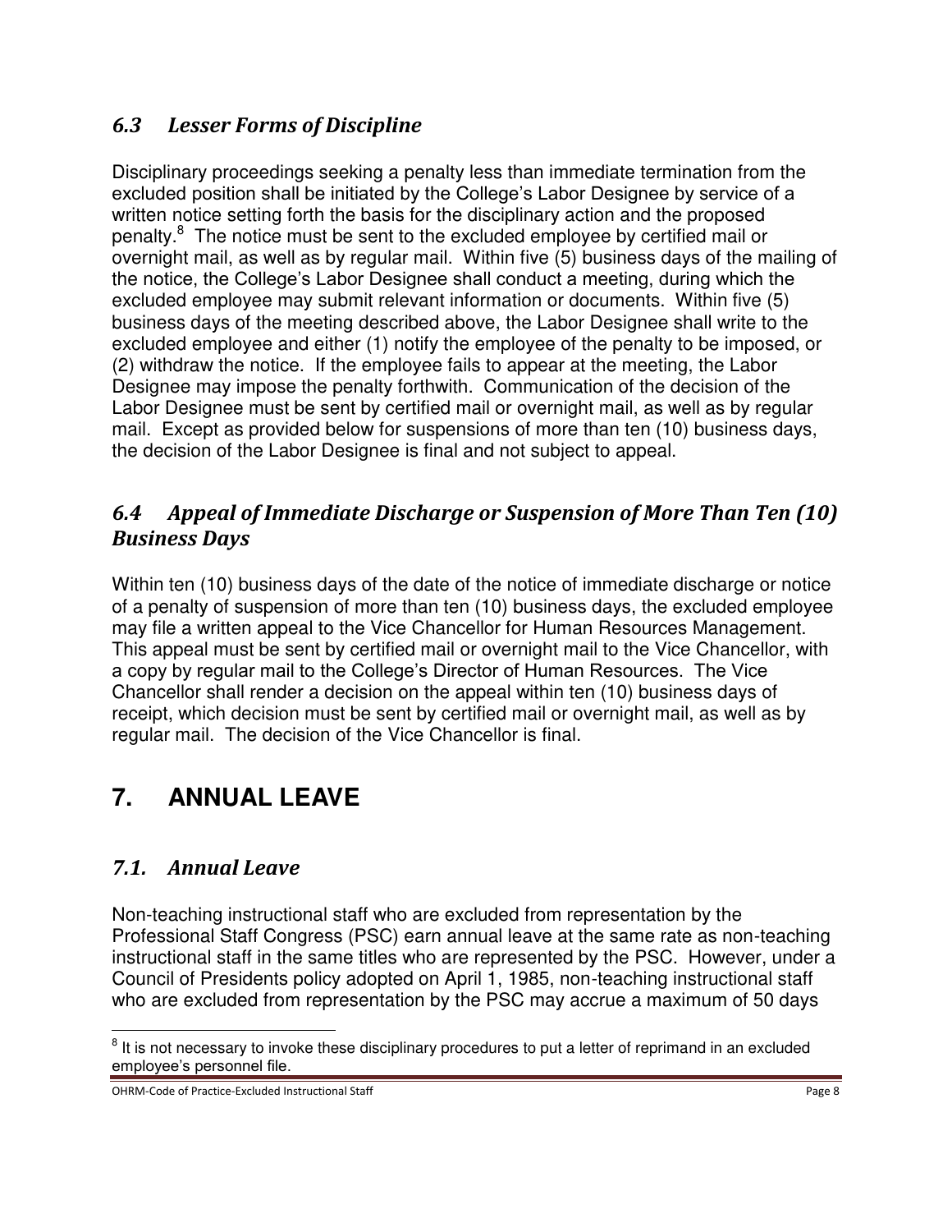### *6.3 Lesser Forms of Discipline*

Disciplinary proceedings seeking a penalty less than immediate termination from the excluded position shall be initiated by the College's Labor Designee by service of a written notice setting forth the basis for the disciplinary action and the proposed penalty.[8] The notice must be sent to the excluded employee by certified mail or overnight mail, as well as by regular mail. Within five (5) business days of the mailing of the notice, the College's Labor Designee shall conduct a meeting, during which the excluded employee may submit relevant information or documents. Within five (5) business days of the meeting described above, the Labor Designee shall write to the excluded employee and either (1) notify the employee of the penalty to be imposed, or (2) withdraw the notice. If the employee fails to appear at the meeting, the Labor Designee may impose the penalty forthwith. Communication of the decision of the Labor Designee must be sent by certified mail or overnight mail, as well as by regular mail. Except as provided below for suspensions of more than ten (10) business days, the decision of the Labor Designee is final and not subject to appeal.

### *6.4 Appeal of Immediate Discharge or Suspension of More Than Ten (10) Business Days*

Within ten (10) business days of the date of the notice of immediate discharge or notice of a penalty of suspension of more than ten (10) business days, the excluded employee may file a written appeal to the Vice Chancellor for Human Resources Management. This appeal must be sent by certified mail or overnight mail to the Vice Chancellor, with a copy by regular mail to the College's Director of Human Resources. The Vice Chancellor shall render a decision on the appeal within ten (10) business days of receipt, which decision must be sent by certified mail or overnight mail, as well as by regular mail. The decision of the Vice Chancellor is final.

## 7. ANNUAL LEAVE

### *7.1. Annual Leave*

Non-teaching instructional staff who are excluded from representation by the Professional Staff Congress (PSC) earn annual leave at the same rate as non-teaching instructional staff in the same titles who are represented by the PSC. However, under a Council of Presidents policy adopted on April 1, 1985, non-teaching instructional staff who are excluded from representation by the PSC may accrue a maximum of 50 days

[8] It is not necessary to invoke these disciplinary procedures to put a letter of reprimand in an excluded employee's personnel file.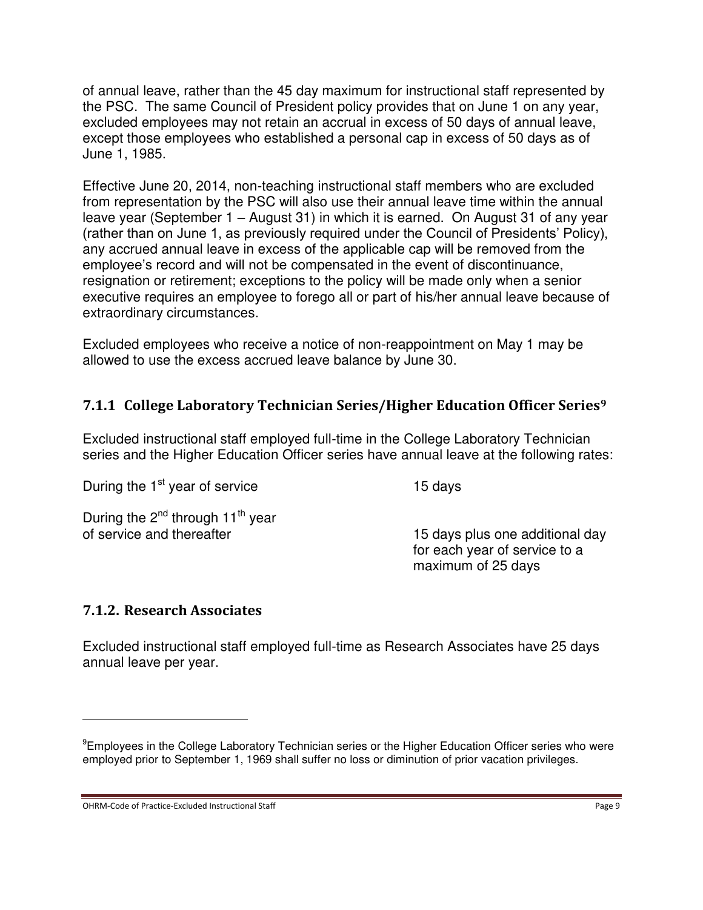of annual leave, rather than the 45 day maximum for instructional staff represented by the PSC. The same Council of President policy provides that on June 1 on any year, excluded employees may not retain an accrual in excess of 50 days of annual leave, except those employees who established a personal cap in excess of 50 days as of June 1, 1985.

Effective June 20, 2014, non-teaching instructional staff members who are excluded from representation by the PSC will also use their annual leave time within the annual leave year (September 1 – August 31) in which it is earned. On August 31 of any year (rather than on June 1, as previously required under the Council of Presidents' Policy), any accrued annual leave in excess of the applicable cap will be removed from the employee's record and will not be compensated in the event of discontinuance, resignation or retirement; exceptions to the policy will be made only when a senior executive requires an employee to forego all or part of his/her annual leave because of extraordinary circumstances.

Excluded employees who receive a notice of non-reappointment on May 1 may be allowed to use the excess accrued leave balance by June 30.

### 7.1.1 College Laboratory Technician Series/Higher Education Officer Series[9]

Excluded instructional staff employed full-time in the College Laboratory Technician series and the Higher Education Officer series have annual leave at the following rates:

| | |
|---|---|
| During the 1st year of service | 15 days |
| During the 2nd through 11th year of service and thereafter | 15 days plus one additional day for each year of service to a maximum of 25 days |

### 7.1.2. Research Associates

Excluded instructional staff employed full-time as Research Associates have 25 days annual leave per year.

---

[9] Employees in the College Laboratory Technician series or the Higher Education Officer series who were employed prior to September 1, 1969 shall suffer no loss or diminution of prior vacation privileges.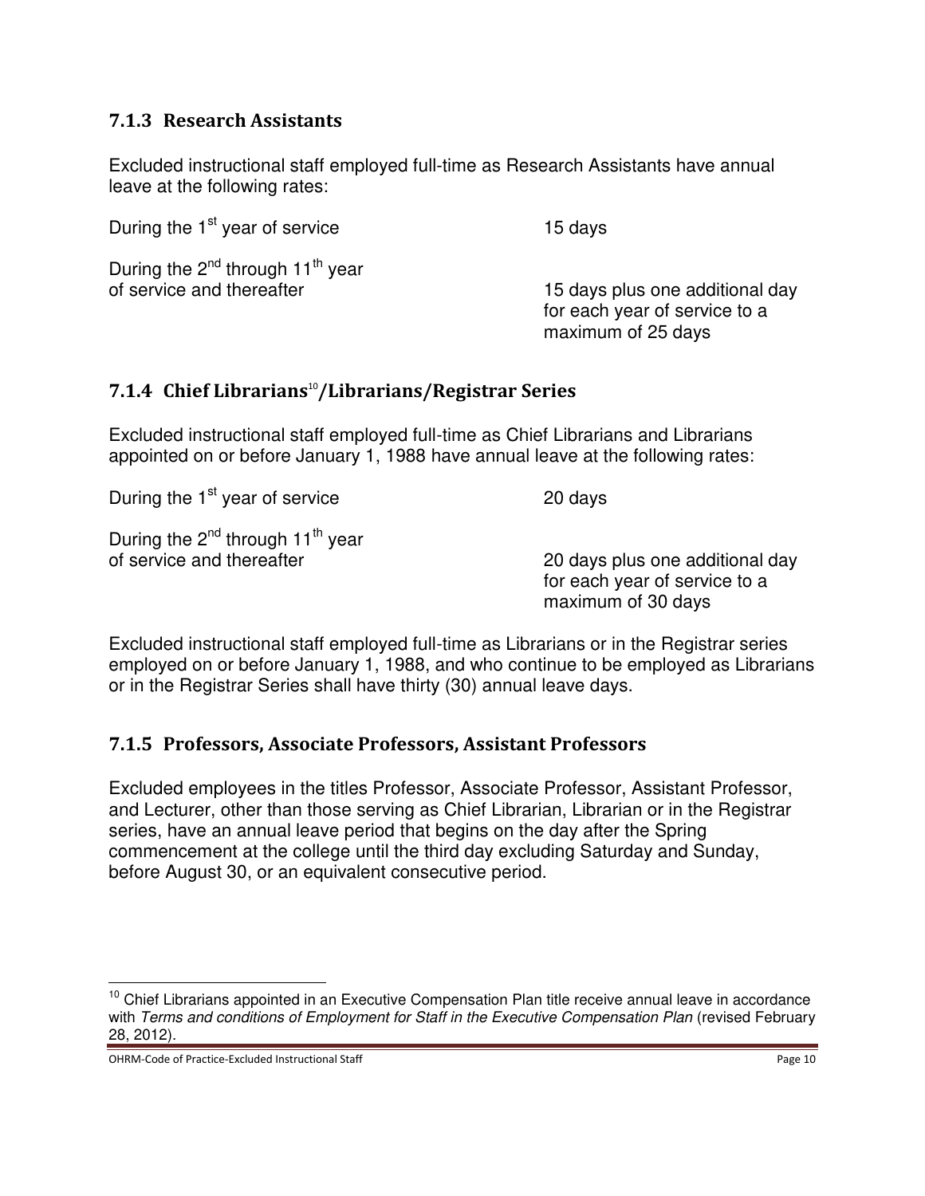### 7.1.3 Research Assistants

Excluded instructional staff employed full-time as Research Assistants have annual leave at the following rates:

| | |
|---|---|
| During the 1st year of service | 15 days |
| During the 2nd through 11th year of service and thereafter | 15 days plus one additional day for each year of service to a maximum of 25 days |

### 7.1.4 Chief Librarians[10]/Librarians/Registrar Series

Excluded instructional staff employed full-time as Chief Librarians and Librarians appointed on or before January 1, 1988 have annual leave at the following rates:

| | |
|---|---|
| During the 1st year of service | 20 days |
| During the 2nd through 11th year of service and thereafter | 20 days plus one additional day for each year of service to a maximum of 30 days |

Excluded instructional staff employed full-time as Librarians or in the Registrar series employed on or before January 1, 1988, and who continue to be employed as Librarians or in the Registrar Series shall have thirty (30) annual leave days.

### 7.1.5 Professors, Associate Professors, Assistant Professors

Excluded employees in the titles Professor, Associate Professor, Assistant Professor, and Lecturer, other than those serving as Chief Librarian, Librarian or in the Registrar series, have an annual leave period that begins on the day after the Spring commencement at the college until the third day excluding Saturday and Sunday, before August 30, or an equivalent consecutive period.

---

[10] Chief Librarians appointed in an Executive Compensation Plan title receive annual leave in accordance with *Terms and conditions of Employment for Staff in the Executive Compensation Plan* (revised February 28, 2012).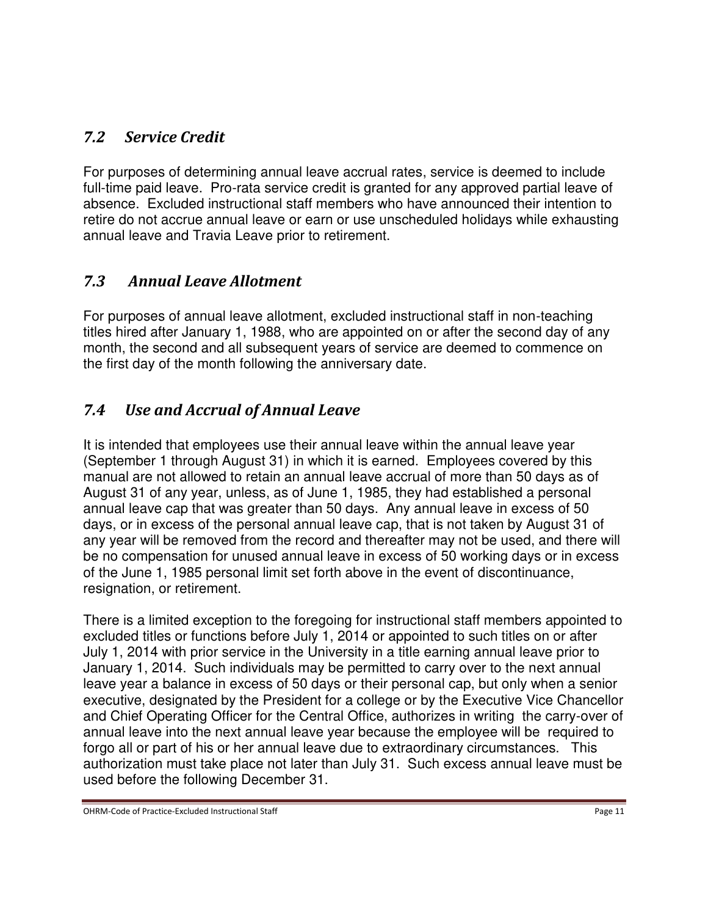## *7.2 Service Credit*

For purposes of determining annual leave accrual rates, service is deemed to include full-time paid leave. Pro-rata service credit is granted for any approved partial leave of absence. Excluded instructional staff members who have announced their intention to retire do not accrue annual leave or earn or use unscheduled holidays while exhausting annual leave and Travia Leave prior to retirement.

## *7.3 Annual Leave Allotment*

For purposes of annual leave allotment, excluded instructional staff in non-teaching titles hired after January 1, 1988, who are appointed on or after the second day of any month, the second and all subsequent years of service are deemed to commence on the first day of the month following the anniversary date.

## *7.4 Use and Accrual of Annual Leave*

It is intended that employees use their annual leave within the annual leave year (September 1 through August 31) in which it is earned. Employees covered by this manual are not allowed to retain an annual leave accrual of more than 50 days as of August 31 of any year, unless, as of June 1, 1985, they had established a personal annual leave cap that was greater than 50 days. Any annual leave in excess of 50 days, or in excess of the personal annual leave cap, that is not taken by August 31 of any year will be removed from the record and thereafter may not be used, and there will be no compensation for unused annual leave in excess of 50 working days or in excess of the June 1, 1985 personal limit set forth above in the event of discontinuance, resignation, or retirement.

There is a limited exception to the foregoing for instructional staff members appointed to excluded titles or functions before July 1, 2014 or appointed to such titles on or after July 1, 2014 with prior service in the University in a title earning annual leave prior to January 1, 2014. Such individuals may be permitted to carry over to the next annual leave year a balance in excess of 50 days or their personal cap, but only when a senior executive, designated by the President for a college or by the Executive Vice Chancellor and Chief Operating Officer for the Central Office, authorizes in writing the carry-over of annual leave into the next annual leave year because the employee will be required to forgo all or part of his or her annual leave due to extraordinary circumstances. This authorization must take place not later than July 31. Such excess annual leave must be used before the following December 31.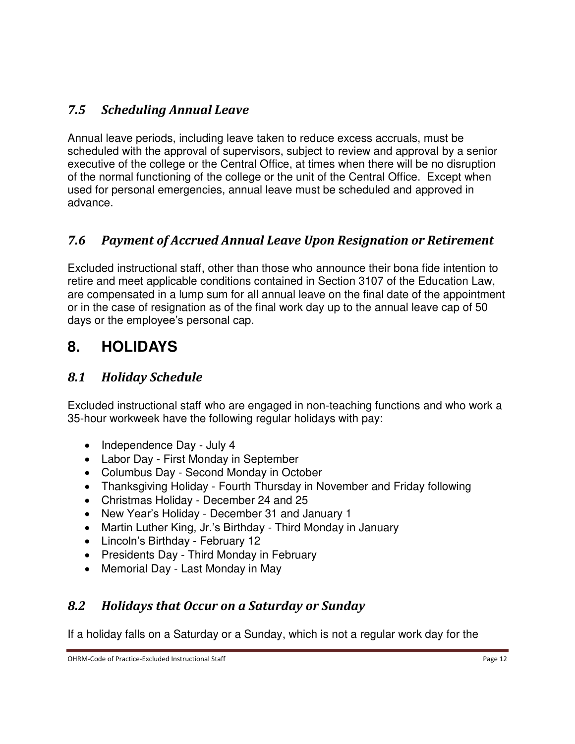### *7.5 Scheduling Annual Leave*

Annual leave periods, including leave taken to reduce excess accruals, must be scheduled with the approval of supervisors, subject to review and approval by a senior executive of the college or the Central Office, at times when there will be no disruption of the normal functioning of the college or the unit of the Central Office. Except when used for personal emergencies, annual leave must be scheduled and approved in advance.

### *7.6 Payment of Accrued Annual Leave Upon Resignation or Retirement*

Excluded instructional staff, other than those who announce their bona fide intention to retire and meet applicable conditions contained in Section 3107 of the Education Law, are compensated in a lump sum for all annual leave on the final date of the appointment or in the case of resignation as of the final work day up to the annual leave cap of 50 days or the employee's personal cap.

## 8. HOLIDAYS

### *8.1 Holiday Schedule*

Excluded instructional staff who are engaged in non-teaching functions and who work a 35-hour workweek have the following regular holidays with pay:

- Independence Day - July 4
- Labor Day - First Monday in September
- Columbus Day - Second Monday in October
- Thanksgiving Holiday - Fourth Thursday in November and Friday following
- Christmas Holiday - December 24 and 25
- New Year's Holiday - December 31 and January 1
- Martin Luther King, Jr.'s Birthday - Third Monday in January
- Lincoln's Birthday - February 12
- Presidents Day - Third Monday in February
- Memorial Day - Last Monday in May

### *8.2 Holidays that Occur on a Saturday or Sunday*

If a holiday falls on a Saturday or a Sunday, which is not a regular work day for the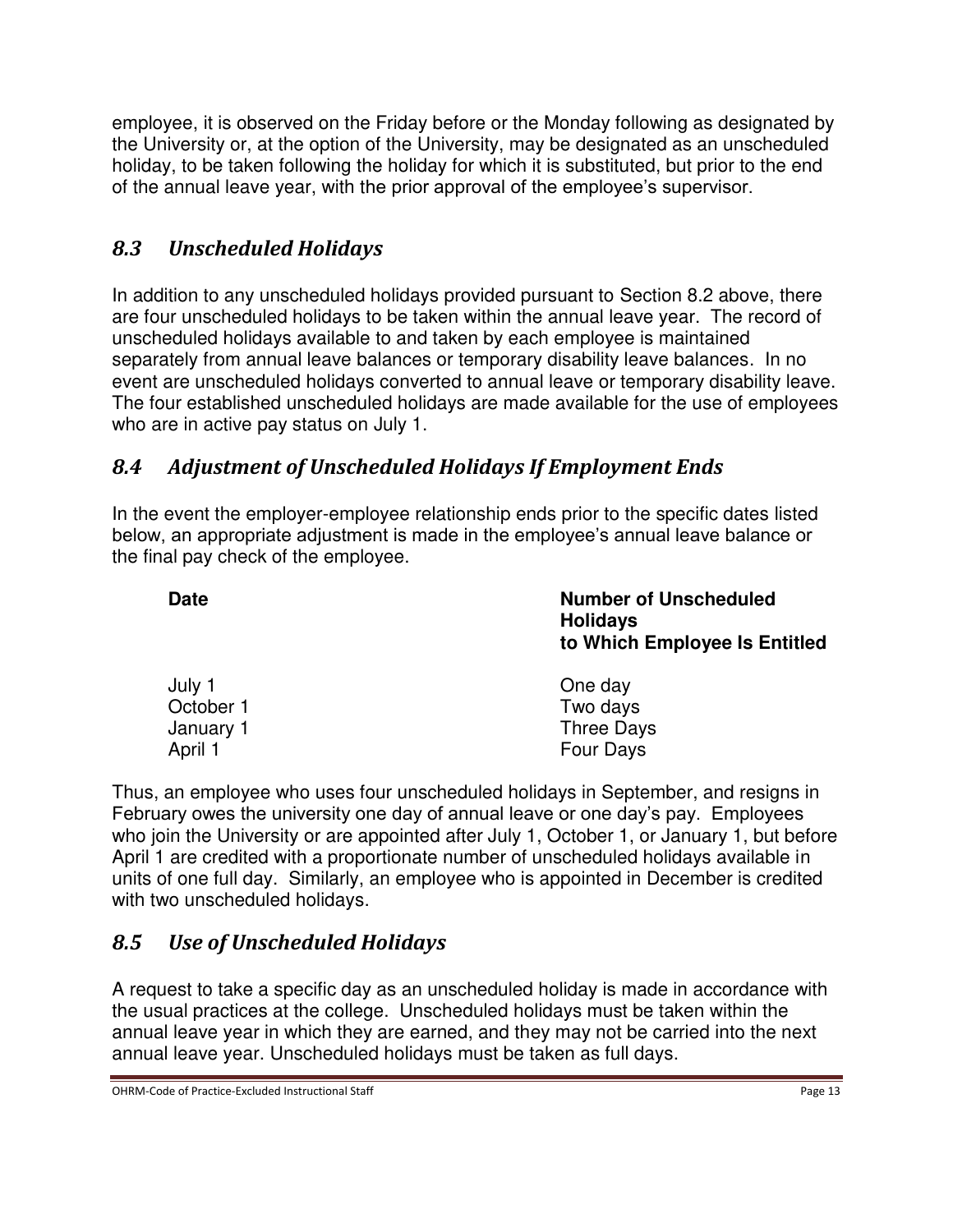employee, it is observed on the Friday before or the Monday following as designated by the University or, at the option of the University, may be designated as an unscheduled holiday, to be taken following the holiday for which it is substituted, but prior to the end of the annual leave year, with the prior approval of the employee's supervisor.

## *8.3 Unscheduled Holidays*

In addition to any unscheduled holidays provided pursuant to Section 8.2 above, there are four unscheduled holidays to be taken within the annual leave year. The record of unscheduled holidays available to and taken by each employee is maintained separately from annual leave balances or temporary disability leave balances. In no event are unscheduled holidays converted to annual leave or temporary disability leave. The four established unscheduled holidays are made available for the use of employees who are in active pay status on July 1.

## *8.4 Adjustment of Unscheduled Holidays If Employment Ends*

In the event the employer-employee relationship ends prior to the specific dates listed below, an appropriate adjustment is made in the employee's annual leave balance or the final pay check of the employee.

| Date | Number of Unscheduled Holidays to Which Employee Is Entitled |
|---|---|
| July 1 | One day |
| October 1 | Two days |
| January 1 | Three Days |
| April 1 | Four Days |

Thus, an employee who uses four unscheduled holidays in September, and resigns in February owes the university one day of annual leave or one day's pay. Employees who join the University or are appointed after July 1, October 1, or January 1, but before April 1 are credited with a proportionate number of unscheduled holidays available in units of one full day. Similarly, an employee who is appointed in December is credited with two unscheduled holidays.

## *8.5 Use of Unscheduled Holidays*

A request to take a specific day as an unscheduled holiday is made in accordance with the usual practices at the college. Unscheduled holidays must be taken within the annual leave year in which they are earned, and they may not be carried into the next annual leave year. Unscheduled holidays must be taken as full days.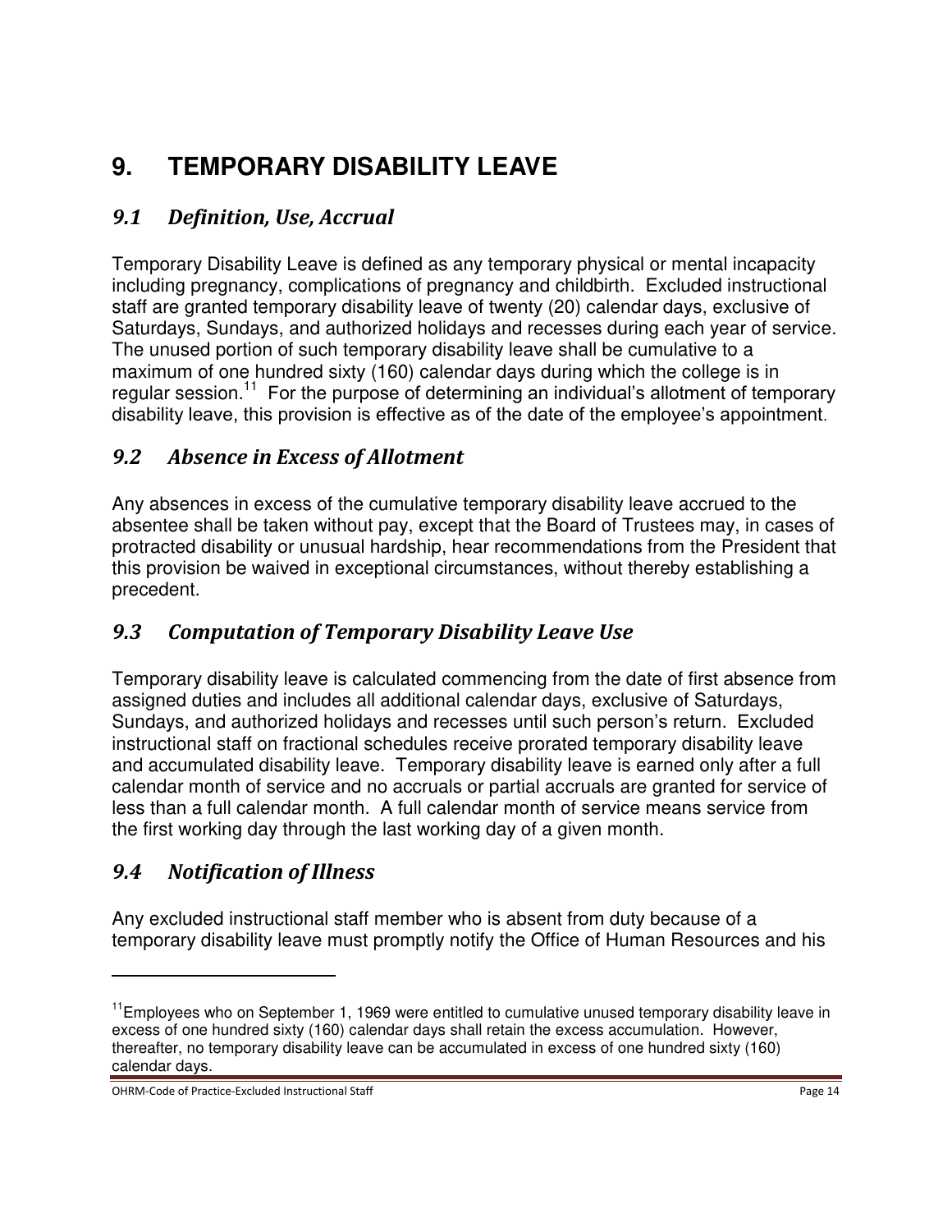# 9. TEMPORARY DISABILITY LEAVE

## *9.1 Definition, Use, Accrual*

Temporary Disability Leave is defined as any temporary physical or mental incapacity including pregnancy, complications of pregnancy and childbirth. Excluded instructional staff are granted temporary disability leave of twenty (20) calendar days, exclusive of Saturdays, Sundays, and authorized holidays and recesses during each year of service. The unused portion of such temporary disability leave shall be cumulative to a maximum of one hundred sixty (160) calendar days during which the college is in regular session.[11] For the purpose of determining an individual's allotment of temporary disability leave, this provision is effective as of the date of the employee's appointment.

## *9.2 Absence in Excess of Allotment*

Any absences in excess of the cumulative temporary disability leave accrued to the absentee shall be taken without pay, except that the Board of Trustees may, in cases of protracted disability or unusual hardship, hear recommendations from the President that this provision be waived in exceptional circumstances, without thereby establishing a precedent.

## *9.3 Computation of Temporary Disability Leave Use*

Temporary disability leave is calculated commencing from the date of first absence from assigned duties and includes all additional calendar days, exclusive of Saturdays, Sundays, and authorized holidays and recesses until such person's return. Excluded instructional staff on fractional schedules receive prorated temporary disability leave and accumulated disability leave. Temporary disability leave is earned only after a full calendar month of service and no accruals or partial accruals are granted for service of less than a full calendar month. A full calendar month of service means service from the first working day through the last working day of a given month.

## *9.4 Notification of Illness*

Any excluded instructional staff member who is absent from duty because of a temporary disability leave must promptly notify the Office of Human Resources and his

---

[11] Employees who on September 1, 1969 were entitled to cumulative unused temporary disability leave in excess of one hundred sixty (160) calendar days shall retain the excess accumulation. However, thereafter, no temporary disability leave can be accumulated in excess of one hundred sixty (160) calendar days.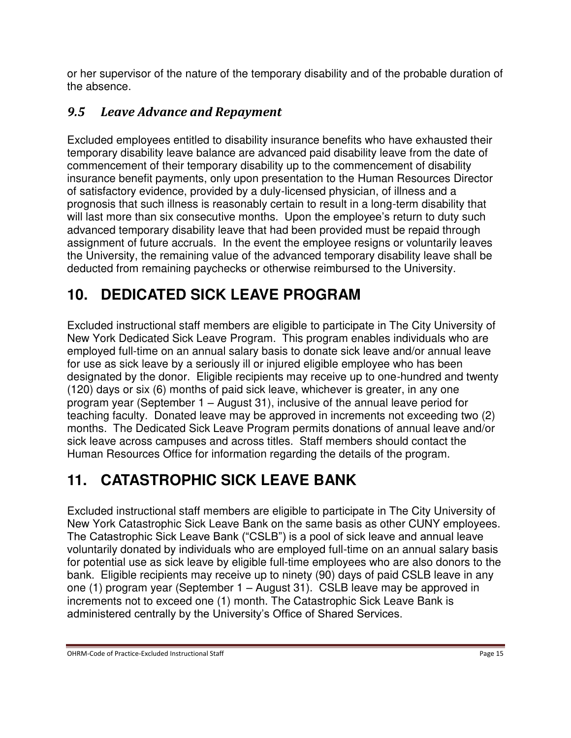or her supervisor of the nature of the temporary disability and of the probable duration of the absence.

### *9.5 Leave Advance and Repayment*

Excluded employees entitled to disability insurance benefits who have exhausted their temporary disability leave balance are advanced paid disability leave from the date of commencement of their temporary disability up to the commencement of disability insurance benefit payments, only upon presentation to the Human Resources Director of satisfactory evidence, provided by a duly-licensed physician, of illness and a prognosis that such illness is reasonably certain to result in a long-term disability that will last more than six consecutive months. Upon the employee's return to duty such advanced temporary disability leave that had been provided must be repaid through assignment of future accruals. In the event the employee resigns or voluntarily leaves the University, the remaining value of the advanced temporary disability leave shall be deducted from remaining paychecks or otherwise reimbursed to the University.

## 10. DEDICATED SICK LEAVE PROGRAM

Excluded instructional staff members are eligible to participate in The City University of New York Dedicated Sick Leave Program. This program enables individuals who are employed full-time on an annual salary basis to donate sick leave and/or annual leave for use as sick leave by a seriously ill or injured eligible employee who has been designated by the donor. Eligible recipients may receive up to one-hundred and twenty (120) days or six (6) months of paid sick leave, whichever is greater, in any one program year (September 1 – August 31), inclusive of the annual leave period for teaching faculty. Donated leave may be approved in increments not exceeding two (2) months. The Dedicated Sick Leave Program permits donations of annual leave and/or sick leave across campuses and across titles. Staff members should contact the Human Resources Office for information regarding the details of the program.

## 11. CATASTROPHIC SICK LEAVE BANK

Excluded instructional staff members are eligible to participate in The City University of New York Catastrophic Sick Leave Bank on the same basis as other CUNY employees. The Catastrophic Sick Leave Bank ("CSLB") is a pool of sick leave and annual leave voluntarily donated by individuals who are employed full-time on an annual salary basis for potential use as sick leave by eligible full-time employees who are also donors to the bank. Eligible recipients may receive up to ninety (90) days of paid CSLB leave in any one (1) program year (September 1 – August 31). CSLB leave may be approved in increments not to exceed one (1) month. The Catastrophic Sick Leave Bank is administered centrally by the University's Office of Shared Services.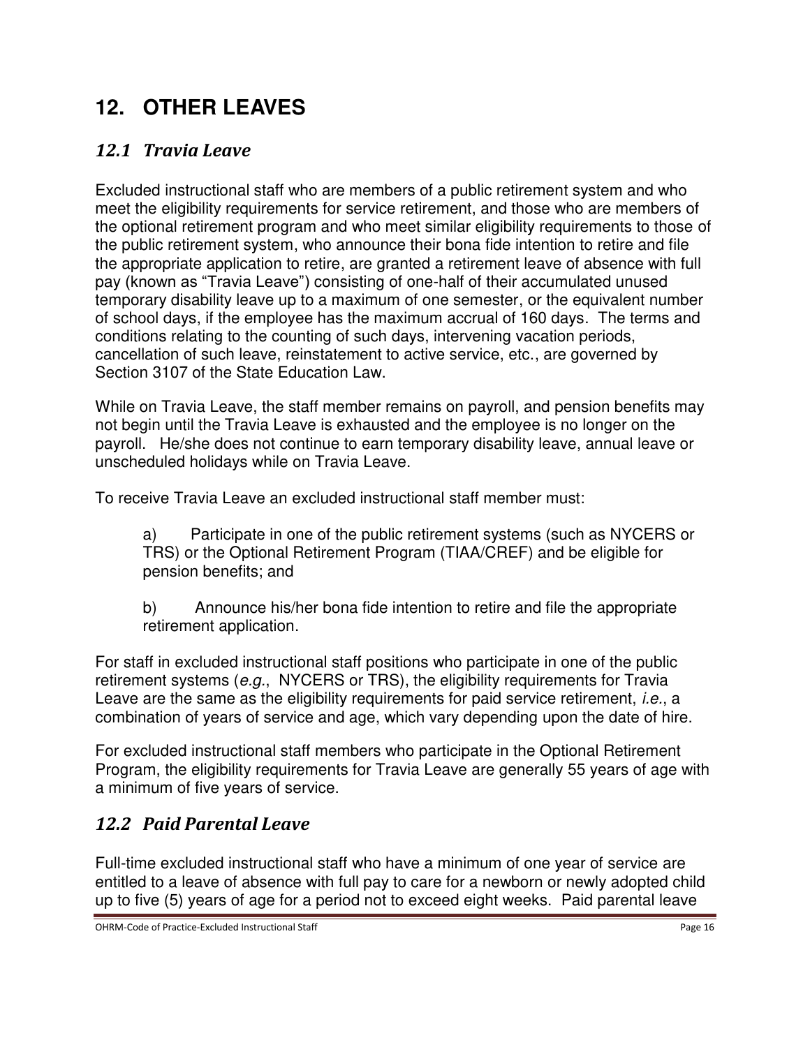# 12. OTHER LEAVES

## *12.1 Travia Leave*

Excluded instructional staff who are members of a public retirement system and who meet the eligibility requirements for service retirement, and those who are members of the optional retirement program and who meet similar eligibility requirements to those of the public retirement system, who announce their bona fide intention to retire and file the appropriate application to retire, are granted a retirement leave of absence with full pay (known as "Travia Leave") consisting of one-half of their accumulated unused temporary disability leave up to a maximum of one semester, or the equivalent number of school days, if the employee has the maximum accrual of 160 days. The terms and conditions relating to the counting of such days, intervening vacation periods, cancellation of such leave, reinstatement to active service, etc., are governed by Section 3107 of the State Education Law.

While on Travia Leave, the staff member remains on payroll, and pension benefits may not begin until the Travia Leave is exhausted and the employee is no longer on the payroll. He/she does not continue to earn temporary disability leave, annual leave or unscheduled holidays while on Travia Leave.

To receive Travia Leave an excluded instructional staff member must:

a) Participate in one of the public retirement systems (such as NYCERS or TRS) or the Optional Retirement Program (TIAA/CREF) and be eligible for pension benefits; and

b) Announce his/her bona fide intention to retire and file the appropriate retirement application.

For staff in excluded instructional staff positions who participate in one of the public retirement systems (*e.g.*, NYCERS or TRS), the eligibility requirements for Travia Leave are the same as the eligibility requirements for paid service retirement, *i.e.*, a combination of years of service and age, which vary depending upon the date of hire.

For excluded instructional staff members who participate in the Optional Retirement Program, the eligibility requirements for Travia Leave are generally 55 years of age with a minimum of five years of service.

## *12.2 Paid Parental Leave*

Full-time excluded instructional staff who have a minimum of one year of service are entitled to a leave of absence with full pay to care for a newborn or newly adopted child up to five (5) years of age for a period not to exceed eight weeks. Paid parental leave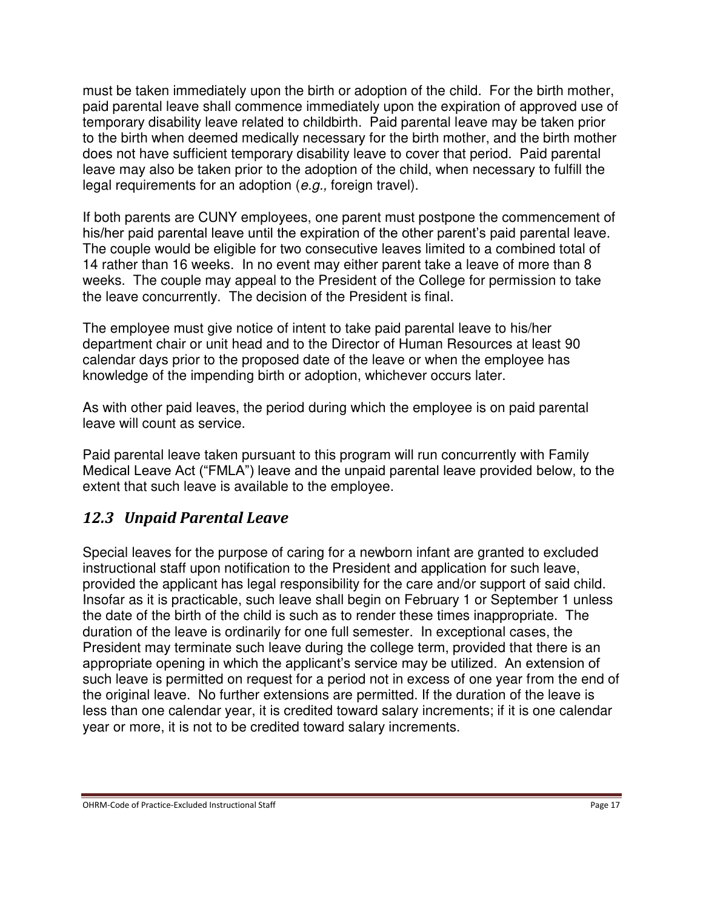must be taken immediately upon the birth or adoption of the child. For the birth mother, paid parental leave shall commence immediately upon the expiration of approved use of temporary disability leave related to childbirth. Paid parental leave may be taken prior to the birth when deemed medically necessary for the birth mother, and the birth mother does not have sufficient temporary disability leave to cover that period. Paid parental leave may also be taken prior to the adoption of the child, when necessary to fulfill the legal requirements for an adoption (*e.g.,* foreign travel).

If both parents are CUNY employees, one parent must postpone the commencement of his/her paid parental leave until the expiration of the other parent's paid parental leave. The couple would be eligible for two consecutive leaves limited to a combined total of 14 rather than 16 weeks. In no event may either parent take a leave of more than 8 weeks. The couple may appeal to the President of the College for permission to take the leave concurrently. The decision of the President is final.

The employee must give notice of intent to take paid parental leave to his/her department chair or unit head and to the Director of Human Resources at least 90 calendar days prior to the proposed date of the leave or when the employee has knowledge of the impending birth or adoption, whichever occurs later.

As with other paid leaves, the period during which the employee is on paid parental leave will count as service.

Paid parental leave taken pursuant to this program will run concurrently with Family Medical Leave Act ("FMLA") leave and the unpaid parental leave provided below, to the extent that such leave is available to the employee.

## *12.3 Unpaid Parental Leave*

Special leaves for the purpose of caring for a newborn infant are granted to excluded instructional staff upon notification to the President and application for such leave, provided the applicant has legal responsibility for the care and/or support of said child. Insofar as it is practicable, such leave shall begin on February 1 or September 1 unless the date of the birth of the child is such as to render these times inappropriate. The duration of the leave is ordinarily for one full semester. In exceptional cases, the President may terminate such leave during the college term, provided that there is an appropriate opening in which the applicant's service may be utilized. An extension of such leave is permitted on request for a period not in excess of one year from the end of the original leave. No further extensions are permitted. If the duration of the leave is less than one calendar year, it is credited toward salary increments; if it is one calendar year or more, it is not to be credited toward salary increments.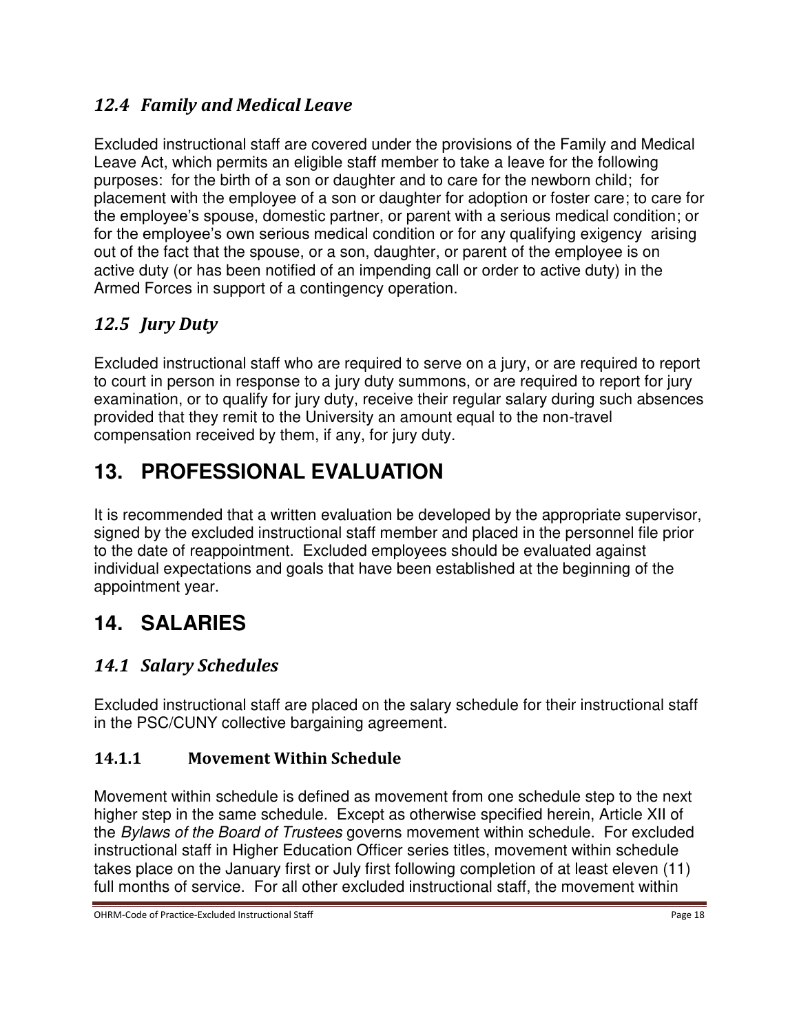### *12.4 Family and Medical Leave*

Excluded instructional staff are covered under the provisions of the Family and Medical Leave Act, which permits an eligible staff member to take a leave for the following purposes: for the birth of a son or daughter and to care for the newborn child; for placement with the employee of a son or daughter for adoption or foster care; to care for the employee's spouse, domestic partner, or parent with a serious medical condition; or for the employee's own serious medical condition or for any qualifying exigency arising out of the fact that the spouse, or a son, daughter, or parent of the employee is on active duty (or has been notified of an impending call or order to active duty) in the Armed Forces in support of a contingency operation.

### *12.5 Jury Duty*

Excluded instructional staff who are required to serve on a jury, or are required to report to court in person in response to a jury duty summons, or are required to report for jury examination, or to qualify for jury duty, receive their regular salary during such absences provided that they remit to the University an amount equal to the non-travel compensation received by them, if any, for jury duty.

## 13. PROFESSIONAL EVALUATION

It is recommended that a written evaluation be developed by the appropriate supervisor, signed by the excluded instructional staff member and placed in the personnel file prior to the date of reappointment. Excluded employees should be evaluated against individual expectations and goals that have been established at the beginning of the appointment year.

## 14. SALARIES

### *14.1 Salary Schedules*

Excluded instructional staff are placed on the salary schedule for their instructional staff in the PSC/CUNY collective bargaining agreement.

#### 14.1.1 Movement Within Schedule

Movement within schedule is defined as movement from one schedule step to the next higher step in the same schedule. Except as otherwise specified herein, Article XII of the *Bylaws of the Board of Trustees* governs movement within schedule. For excluded instructional staff in Higher Education Officer series titles, movement within schedule takes place on the January first or July first following completion of at least eleven (11) full months of service. For all other excluded instructional staff, the movement within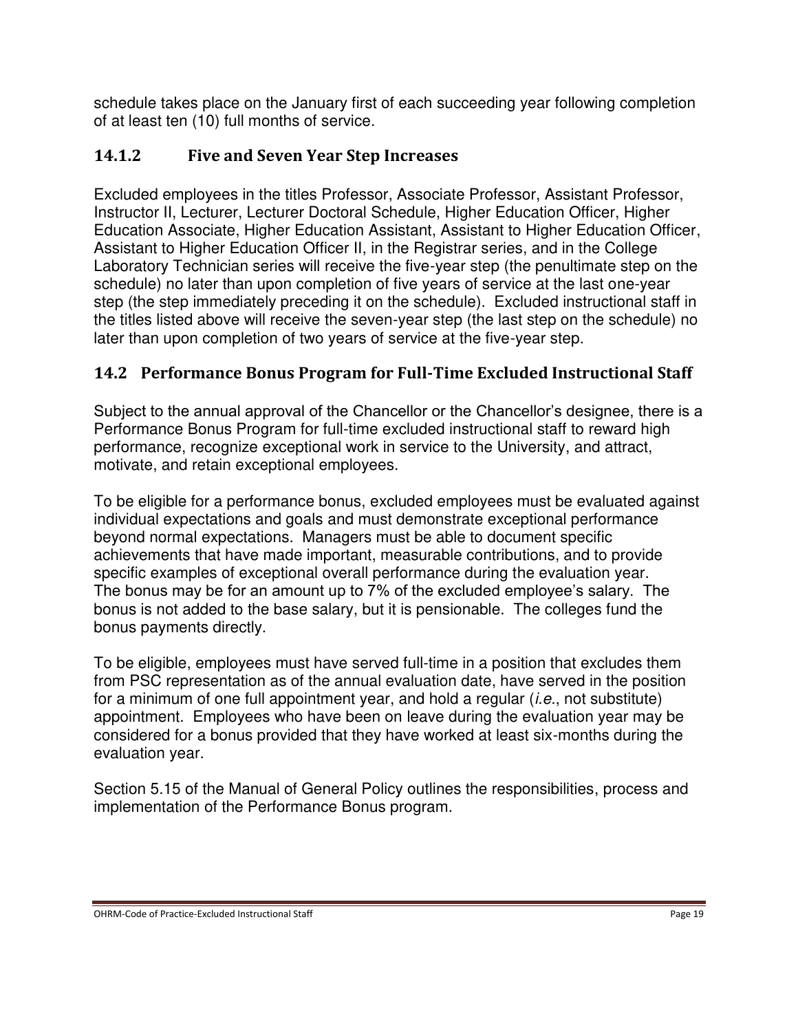schedule takes place on the January first of each succeeding year following completion of at least ten (10) full months of service.

#### 14.1.2 Five and Seven Year Step Increases

Excluded employees in the titles Professor, Associate Professor, Assistant Professor, Instructor II, Lecturer, Lecturer Doctoral Schedule, Higher Education Officer, Higher Education Associate, Higher Education Assistant, Assistant to Higher Education Officer, Assistant to Higher Education Officer II, in the Registrar series, and in the College Laboratory Technician series will receive the five-year step (the penultimate step on the schedule) no later than upon completion of five years of service at the last one-year step (the step immediately preceding it on the schedule). Excluded instructional staff in the titles listed above will receive the seven-year step (the last step on the schedule) no later than upon completion of two years of service at the five-year step.

### 14.2 Performance Bonus Program for Full-Time Excluded Instructional Staff

Subject to the annual approval of the Chancellor or the Chancellor's designee, there is a Performance Bonus Program for full-time excluded instructional staff to reward high performance, recognize exceptional work in service to the University, and attract, motivate, and retain exceptional employees.

To be eligible for a performance bonus, excluded employees must be evaluated against individual expectations and goals and must demonstrate exceptional performance beyond normal expectations. Managers must be able to document specific achievements that have made important, measurable contributions, and to provide specific examples of exceptional overall performance during the evaluation year. The bonus may be for an amount up to 7% of the excluded employee's salary. The bonus is not added to the base salary, but it is pensionable. The colleges fund the bonus payments directly.

To be eligible, employees must have served full-time in a position that excludes them from PSC representation as of the annual evaluation date, have served in the position for a minimum of one full appointment year, and hold a regular (*i.e.*, not substitute) appointment. Employees who have been on leave during the evaluation year may be considered for a bonus provided that they have worked at least six-months during the evaluation year.

Section 5.15 of the Manual of General Policy outlines the responsibilities, process and implementation of the Performance Bonus program.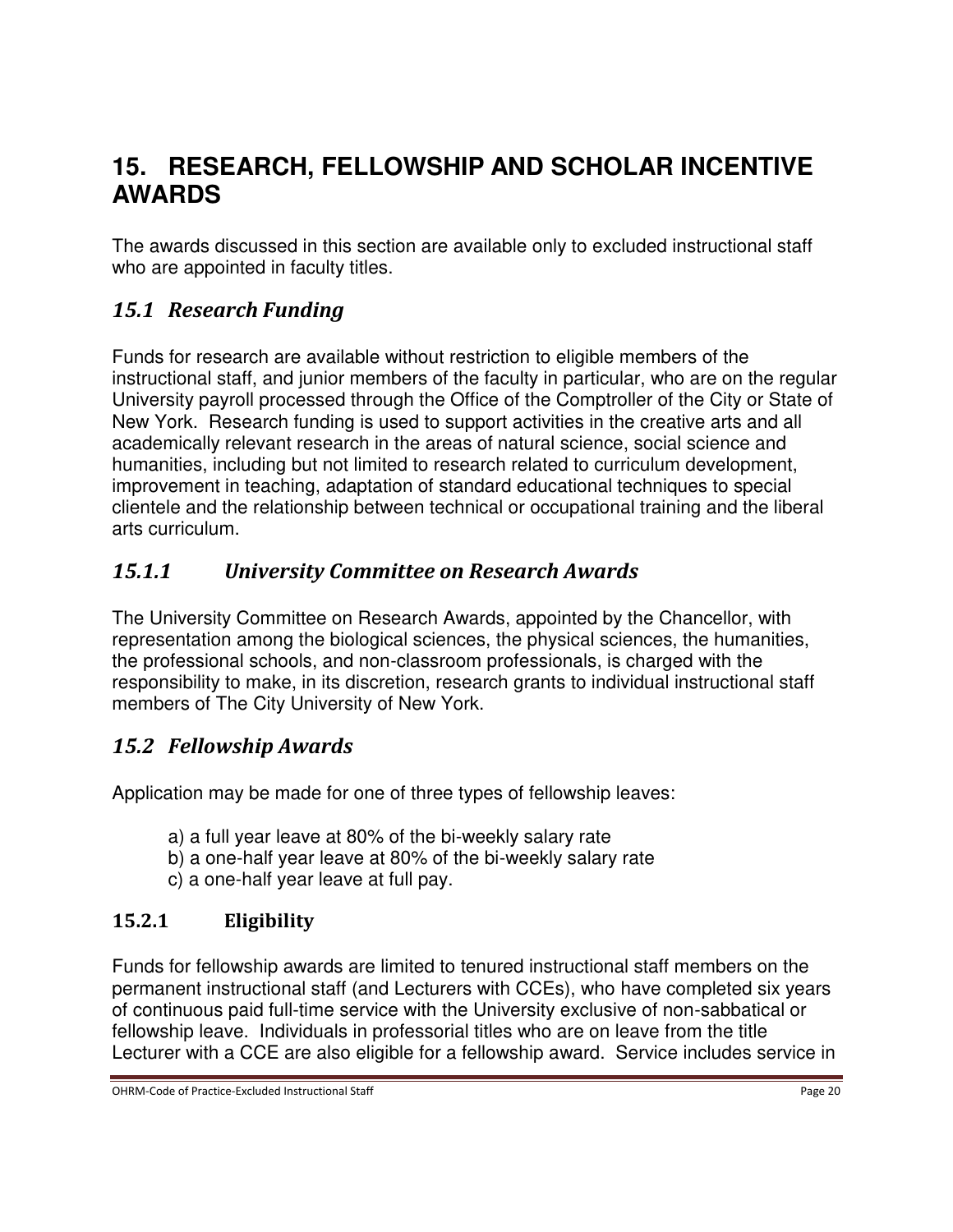# 15. RESEARCH, FELLOWSHIP AND SCHOLAR INCENTIVE AWARDS

The awards discussed in this section are available only to excluded instructional staff who are appointed in faculty titles.

## *15.1 Research Funding*

Funds for research are available without restriction to eligible members of the instructional staff, and junior members of the faculty in particular, who are on the regular University payroll processed through the Office of the Comptroller of the City or State of New York. Research funding is used to support activities in the creative arts and all academically relevant research in the areas of natural science, social science and humanities, including but not limited to research related to curriculum development, improvement in teaching, adaptation of standard educational techniques to special clientele and the relationship between technical or occupational training and the liberal arts curriculum.

### *15.1.1 University Committee on Research Awards*

The University Committee on Research Awards, appointed by the Chancellor, with representation among the biological sciences, the physical sciences, the humanities, the professional schools, and non-classroom professionals, is charged with the responsibility to make, in its discretion, research grants to individual instructional staff members of The City University of New York.

## *15.2 Fellowship Awards*

Application may be made for one of three types of fellowship leaves:

a) a full year leave at 80% of the bi-weekly salary rate
b) a one-half year leave at 80% of the bi-weekly salary rate
c) a one-half year leave at full pay.

### 15.2.1 Eligibility

Funds for fellowship awards are limited to tenured instructional staff members on the permanent instructional staff (and Lecturers with CCEs), who have completed six years of continuous paid full-time service with the University exclusive of non-sabbatical or fellowship leave. Individuals in professorial titles who are on leave from the title Lecturer with a CCE are also eligible for a fellowship award. Service includes service in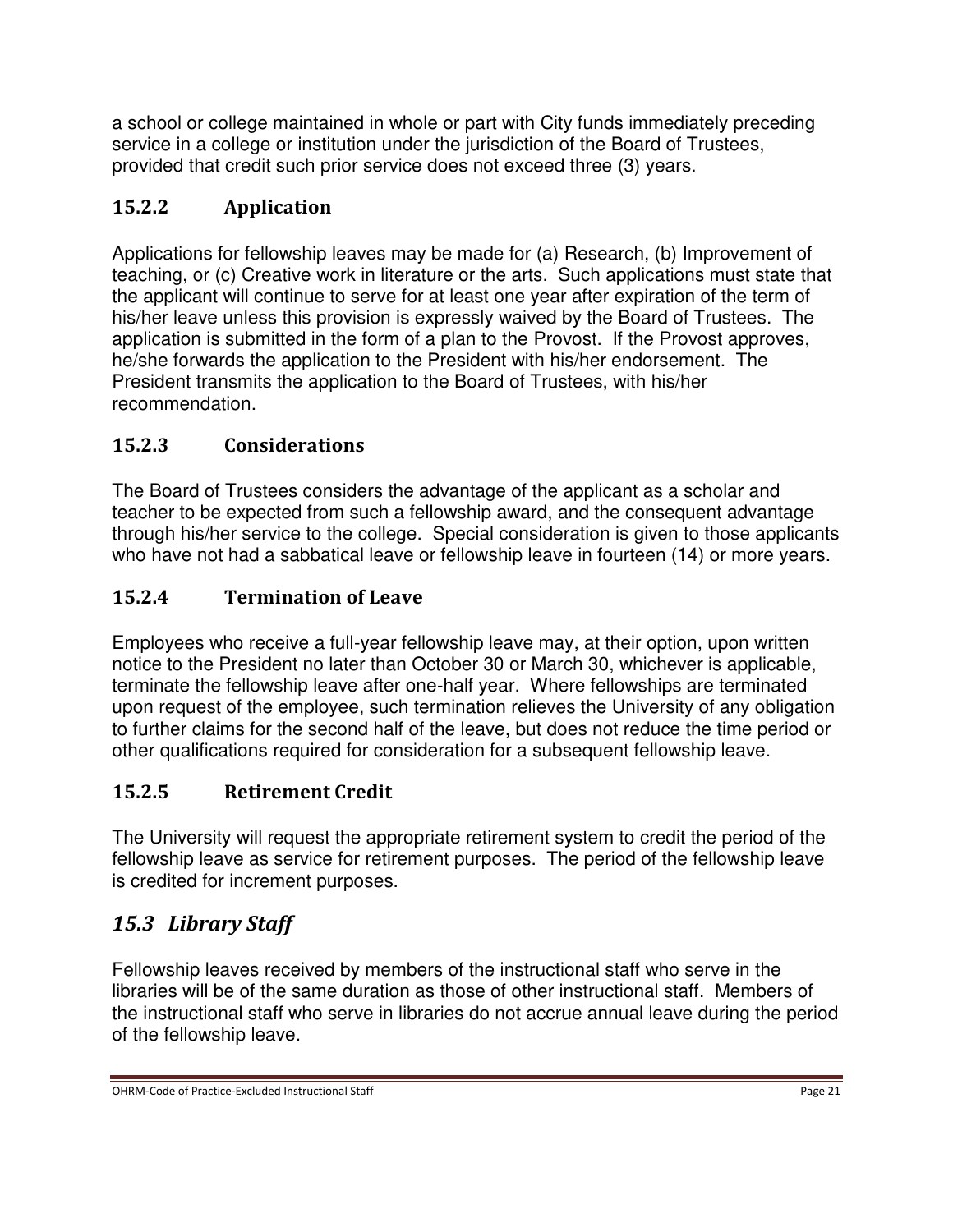a school or college maintained in whole or part with City funds immediately preceding service in a college or institution under the jurisdiction of the Board of Trustees, provided that credit such prior service does not exceed three (3) years.

### 15.2.2 Application

Applications for fellowship leaves may be made for (a) Research, (b) Improvement of teaching, or (c) Creative work in literature or the arts. Such applications must state that the applicant will continue to serve for at least one year after expiration of the term of his/her leave unless this provision is expressly waived by the Board of Trustees. The application is submitted in the form of a plan to the Provost. If the Provost approves, he/she forwards the application to the President with his/her endorsement. The President transmits the application to the Board of Trustees, with his/her recommendation.

### 15.2.3 Considerations

The Board of Trustees considers the advantage of the applicant as a scholar and teacher to be expected from such a fellowship award, and the consequent advantage through his/her service to the college. Special consideration is given to those applicants who have not had a sabbatical leave or fellowship leave in fourteen (14) or more years.

### 15.2.4 Termination of Leave

Employees who receive a full-year fellowship leave may, at their option, upon written notice to the President no later than October 30 or March 30, whichever is applicable, terminate the fellowship leave after one-half year. Where fellowships are terminated upon request of the employee, such termination relieves the University of any obligation to further claims for the second half of the leave, but does not reduce the time period or other qualifications required for consideration for a subsequent fellowship leave.

### 15.2.5 Retirement Credit

The University will request the appropriate retirement system to credit the period of the fellowship leave as service for retirement purposes. The period of the fellowship leave is credited for increment purposes.

## *15.3 Library Staff*

Fellowship leaves received by members of the instructional staff who serve in the libraries will be of the same duration as those of other instructional staff. Members of the instructional staff who serve in libraries do not accrue annual leave during the period of the fellowship leave.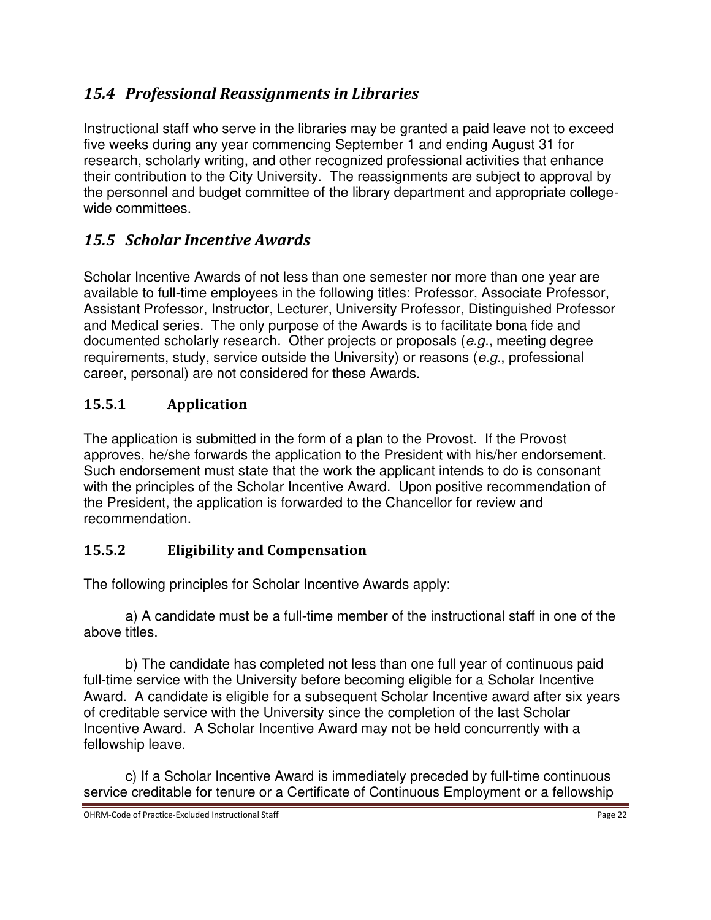## *15.4 Professional Reassignments in Libraries*

Instructional staff who serve in the libraries may be granted a paid leave not to exceed five weeks during any year commencing September 1 and ending August 31 for research, scholarly writing, and other recognized professional activities that enhance their contribution to the City University. The reassignments are subject to approval by the personnel and budget committee of the library department and appropriate college-wide committees.

## *15.5 Scholar Incentive Awards*

Scholar Incentive Awards of not less than one semester nor more than one year are available to full-time employees in the following titles: Professor, Associate Professor, Assistant Professor, Instructor, Lecturer, University Professor, Distinguished Professor and Medical series. The only purpose of the Awards is to facilitate bona fide and documented scholarly research. Other projects or proposals (*e.g.*, meeting degree requirements, study, service outside the University) or reasons (*e.g.*, professional career, personal) are not considered for these Awards.

### 15.5.1 Application

The application is submitted in the form of a plan to the Provost. If the Provost approves, he/she forwards the application to the President with his/her endorsement. Such endorsement must state that the work the applicant intends to do is consonant with the principles of the Scholar Incentive Award. Upon positive recommendation of the President, the application is forwarded to the Chancellor for review and recommendation.

### 15.5.2 Eligibility and Compensation

The following principles for Scholar Incentive Awards apply:

a) A candidate must be a full-time member of the instructional staff in one of the above titles.

b) The candidate has completed not less than one full year of continuous paid full-time service with the University before becoming eligible for a Scholar Incentive Award. A candidate is eligible for a subsequent Scholar Incentive award after six years of creditable service with the University since the completion of the last Scholar Incentive Award. A Scholar Incentive Award may not be held concurrently with a fellowship leave.

c) If a Scholar Incentive Award is immediately preceded by full-time continuous service creditable for tenure or a Certificate of Continuous Employment or a fellowship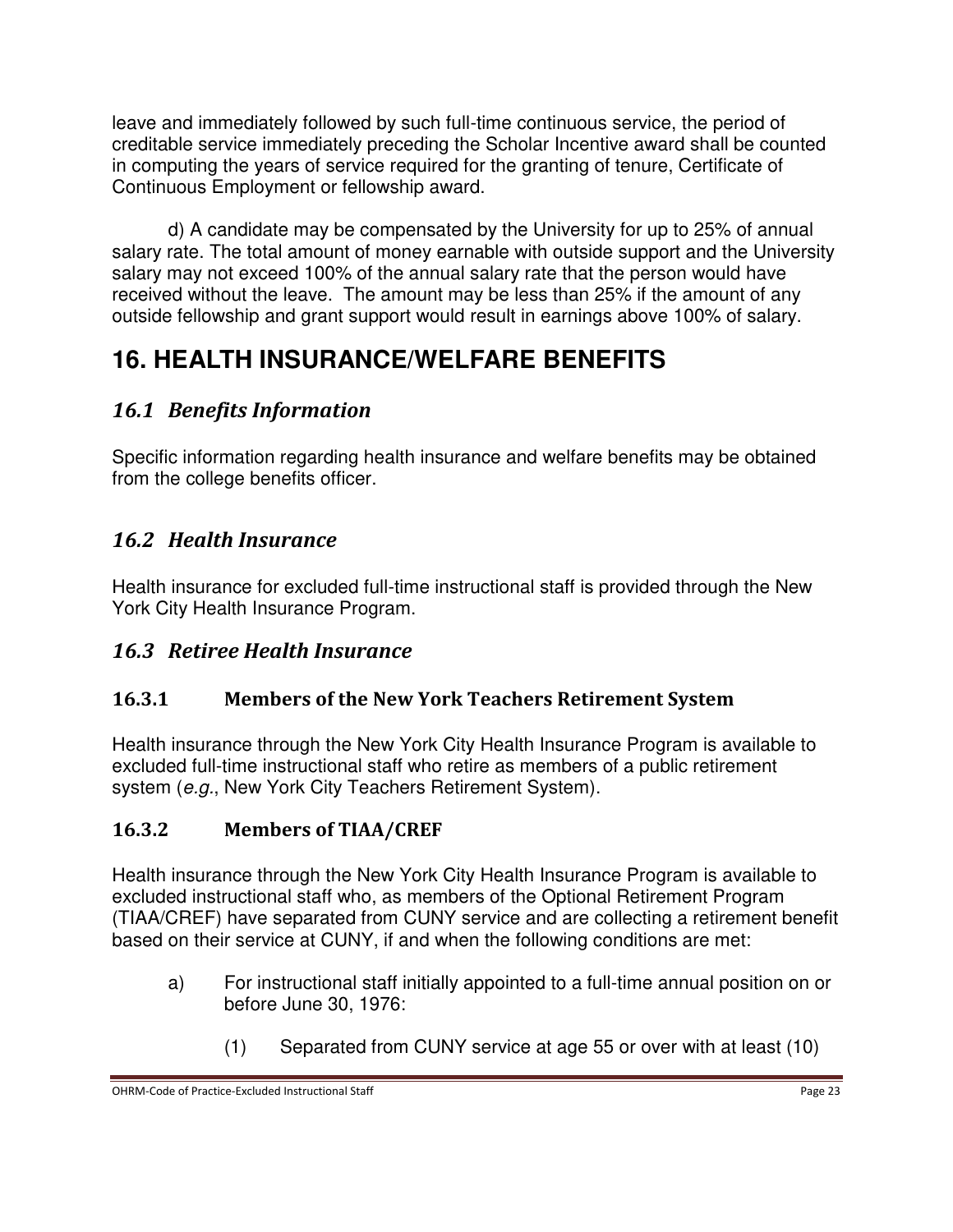leave and immediately followed by such full-time continuous service, the period of creditable service immediately preceding the Scholar Incentive award shall be counted in computing the years of service required for the granting of tenure, Certificate of Continuous Employment or fellowship award.

d) A candidate may be compensated by the University for up to 25% of annual salary rate. The total amount of money earnable with outside support and the University salary may not exceed 100% of the annual salary rate that the person would have received without the leave. The amount may be less than 25% if the amount of any outside fellowship and grant support would result in earnings above 100% of salary.

# 16. HEALTH INSURANCE/WELFARE BENEFITS

## *16.1 Benefits Information*

Specific information regarding health insurance and welfare benefits may be obtained from the college benefits officer.

## *16.2 Health Insurance*

Health insurance for excluded full-time instructional staff is provided through the New York City Health Insurance Program.

## *16.3 Retiree Health Insurance*

### 16.3.1 Members of the New York Teachers Retirement System

Health insurance through the New York City Health Insurance Program is available to excluded full-time instructional staff who retire as members of a public retirement system (*e.g.*, New York City Teachers Retirement System).

### 16.3.2 Members of TIAA/CREF

Health insurance through the New York City Health Insurance Program is available to excluded instructional staff who, as members of the Optional Retirement Program (TIAA/CREF) have separated from CUNY service and are collecting a retirement benefit based on their service at CUNY, if and when the following conditions are met:

a) For instructional staff initially appointed to a full-time annual position on or before June 30, 1976:

   (1) Separated from CUNY service at age 55 or over with at least (10)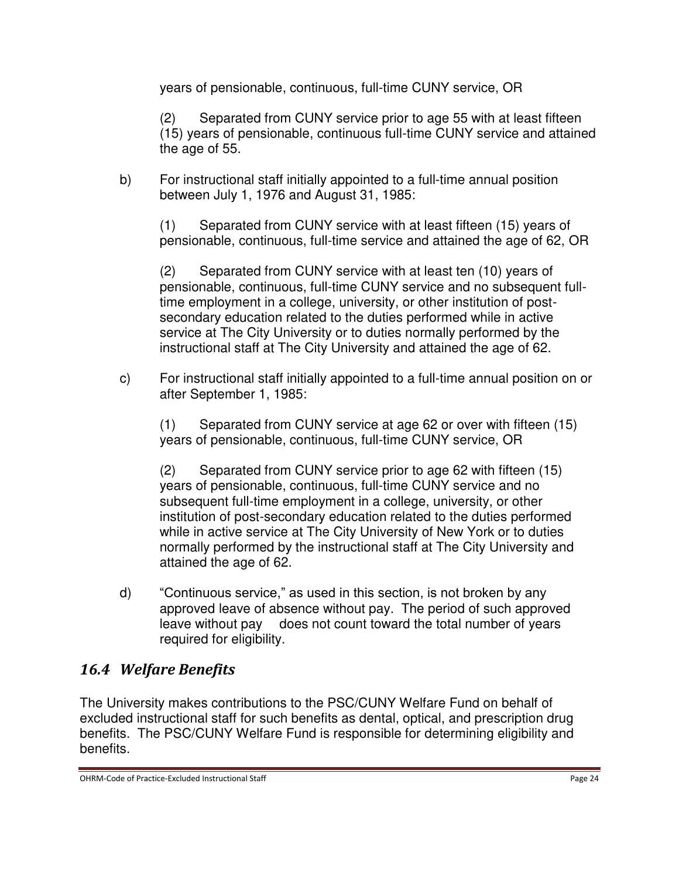years of pensionable, continuous, full-time CUNY service, OR

(2) Separated from CUNY service prior to age 55 with at least fifteen (15) years of pensionable, continuous full-time CUNY service and attained the age of 55.

b) For instructional staff initially appointed to a full-time annual position between July 1, 1976 and August 31, 1985:

(1) Separated from CUNY service with at least fifteen (15) years of pensionable, continuous, full-time service and attained the age of 62, OR

(2) Separated from CUNY service with at least ten (10) years of pensionable, continuous, full-time CUNY service and no subsequent full-time employment in a college, university, or other institution of post-secondary education related to the duties performed while in active service at The City University or to duties normally performed by the instructional staff at The City University and attained the age of 62.

c) For instructional staff initially appointed to a full-time annual position on or after September 1, 1985:

(1) Separated from CUNY service at age 62 or over with fifteen (15) years of pensionable, continuous, full-time CUNY service, OR

(2) Separated from CUNY service prior to age 62 with fifteen (15) years of pensionable, continuous, full-time CUNY service and no subsequent full-time employment in a college, university, or other institution of post-secondary education related to the duties performed while in active service at The City University of New York or to duties normally performed by the instructional staff at The City University and attained the age of 62.

d) "Continuous service," as used in this section, is not broken by any approved leave of absence without pay. The period of such approved leave without pay does not count toward the total number of years required for eligibility.

## *16.4 Welfare Benefits*

The University makes contributions to the PSC/CUNY Welfare Fund on behalf of excluded instructional staff for such benefits as dental, optical, and prescription drug benefits. The PSC/CUNY Welfare Fund is responsible for determining eligibility and benefits.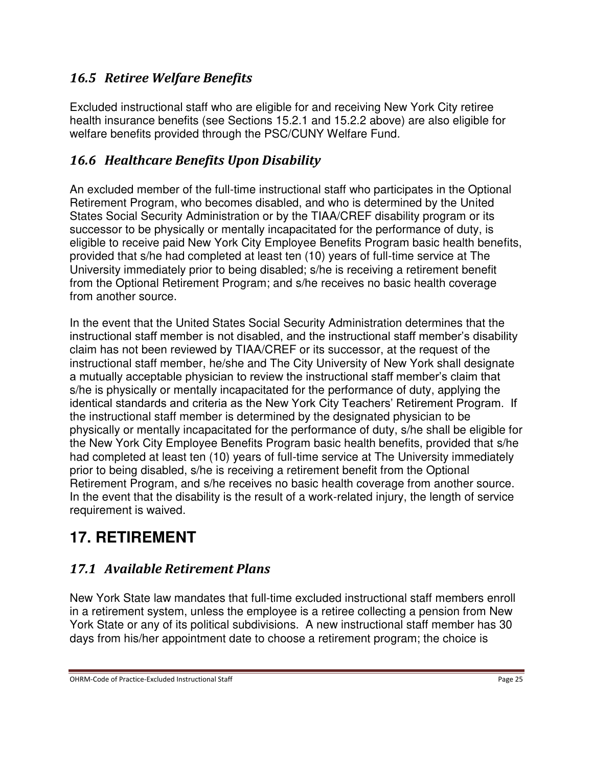### *16.5 Retiree Welfare Benefits*

Excluded instructional staff who are eligible for and receiving New York City retiree health insurance benefits (see Sections 15.2.1 and 15.2.2 above) are also eligible for welfare benefits provided through the PSC/CUNY Welfare Fund.

### *16.6 Healthcare Benefits Upon Disability*

An excluded member of the full-time instructional staff who participates in the Optional Retirement Program, who becomes disabled, and who is determined by the United States Social Security Administration or by the TIAA/CREF disability program or its successor to be physically or mentally incapacitated for the performance of duty, is eligible to receive paid New York City Employee Benefits Program basic health benefits, provided that s/he had completed at least ten (10) years of full-time service at The University immediately prior to being disabled; s/he is receiving a retirement benefit from the Optional Retirement Program; and s/he receives no basic health coverage from another source.

In the event that the United States Social Security Administration determines that the instructional staff member is not disabled, and the instructional staff member's disability claim has not been reviewed by TIAA/CREF or its successor, at the request of the instructional staff member, he/she and The City University of New York shall designate a mutually acceptable physician to review the instructional staff member's claim that s/he is physically or mentally incapacitated for the performance of duty, applying the identical standards and criteria as the New York City Teachers' Retirement Program. If the instructional staff member is determined by the designated physician to be physically or mentally incapacitated for the performance of duty, s/he shall be eligible for the New York City Employee Benefits Program basic health benefits, provided that s/he had completed at least ten (10) years of full-time service at The University immediately prior to being disabled, s/he is receiving a retirement benefit from the Optional Retirement Program, and s/he receives no basic health coverage from another source. In the event that the disability is the result of a work-related injury, the length of service requirement is waived.

# 17. RETIREMENT

### *17.1 Available Retirement Plans*

New York State law mandates that full-time excluded instructional staff members enroll in a retirement system, unless the employee is a retiree collecting a pension from New York State or any of its political subdivisions. A new instructional staff member has 30 days from his/her appointment date to choose a retirement program; the choice is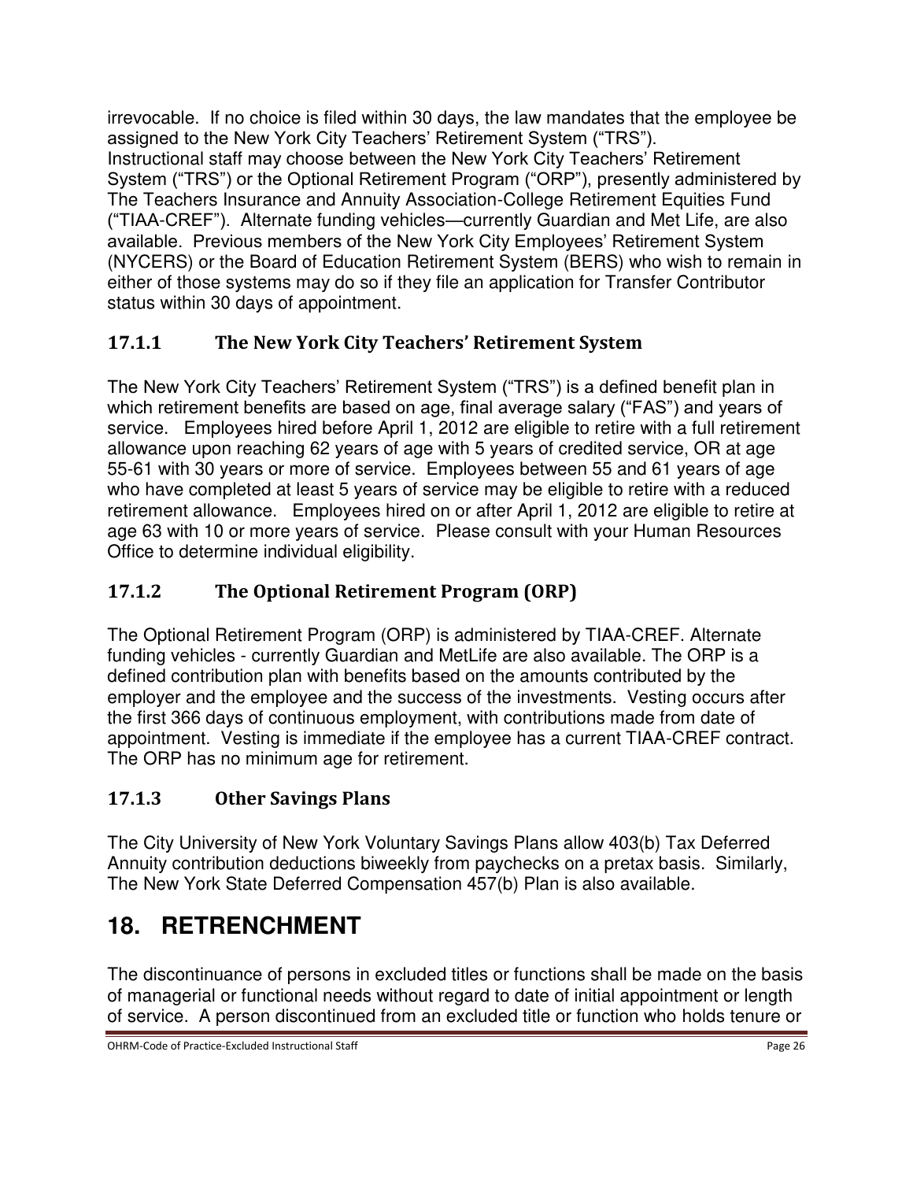irrevocable. If no choice is filed within 30 days, the law mandates that the employee be assigned to the New York City Teachers' Retirement System ("TRS").
Instructional staff may choose between the New York City Teachers' Retirement System ("TRS") or the Optional Retirement Program ("ORP"), presently administered by The Teachers Insurance and Annuity Association-College Retirement Equities Fund ("TIAA-CREF"). Alternate funding vehicles—currently Guardian and Met Life, are also available. Previous members of the New York City Employees' Retirement System (NYCERS) or the Board of Education Retirement System (BERS) who wish to remain in either of those systems may do so if they file an application for Transfer Contributor status within 30 days of appointment.

### 17.1.1 The New York City Teachers' Retirement System

The New York City Teachers' Retirement System ("TRS") is a defined benefit plan in which retirement benefits are based on age, final average salary ("FAS") and years of service. Employees hired before April 1, 2012 are eligible to retire with a full retirement allowance upon reaching 62 years of age with 5 years of credited service, OR at age 55-61 with 30 years or more of service. Employees between 55 and 61 years of age who have completed at least 5 years of service may be eligible to retire with a reduced retirement allowance. Employees hired on or after April 1, 2012 are eligible to retire at age 63 with 10 or more years of service. Please consult with your Human Resources Office to determine individual eligibility.

### 17.1.2 The Optional Retirement Program (ORP)

The Optional Retirement Program (ORP) is administered by TIAA-CREF. Alternate funding vehicles - currently Guardian and MetLife are also available. The ORP is a defined contribution plan with benefits based on the amounts contributed by the employer and the employee and the success of the investments. Vesting occurs after the first 366 days of continuous employment, with contributions made from date of appointment. Vesting is immediate if the employee has a current TIAA-CREF contract. The ORP has no minimum age for retirement.

### 17.1.3 Other Savings Plans

The City University of New York Voluntary Savings Plans allow 403(b) Tax Deferred Annuity contribution deductions biweekly from paychecks on a pretax basis. Similarly, The New York State Deferred Compensation 457(b) Plan is also available.

# 18. RETRENCHMENT

The discontinuance of persons in excluded titles or functions shall be made on the basis of managerial or functional needs without regard to date of initial appointment or length of service. A person discontinued from an excluded title or function who holds tenure or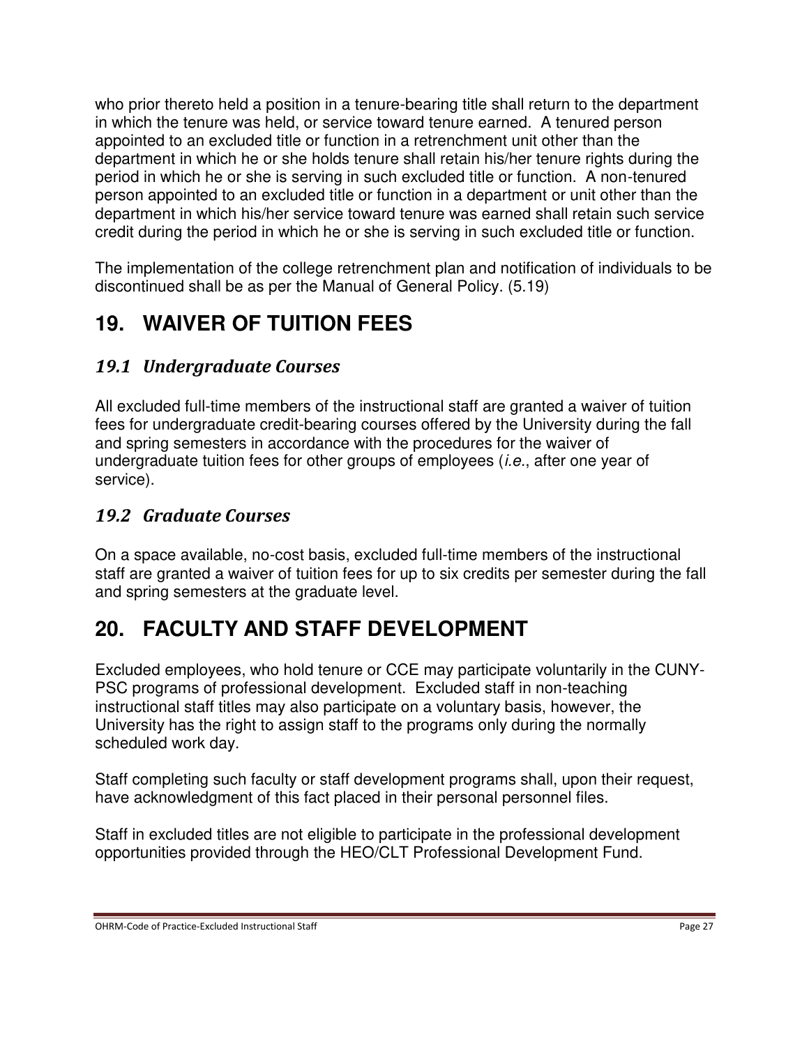who prior thereto held a position in a tenure-bearing title shall return to the department in which the tenure was held, or service toward tenure earned. A tenured person appointed to an excluded title or function in a retrenchment unit other than the department in which he or she holds tenure shall retain his/her tenure rights during the period in which he or she is serving in such excluded title or function. A non-tenured person appointed to an excluded title or function in a department or unit other than the department in which his/her service toward tenure was earned shall retain such service credit during the period in which he or she is serving in such excluded title or function.

The implementation of the college retrenchment plan and notification of individuals to be discontinued shall be as per the Manual of General Policy. (5.19)

# 19. WAIVER OF TUITION FEES

## *19.1 Undergraduate Courses*

All excluded full-time members of the instructional staff are granted a waiver of tuition fees for undergraduate credit-bearing courses offered by the University during the fall and spring semesters in accordance with the procedures for the waiver of undergraduate tuition fees for other groups of employees (*i.e.*, after one year of service).

## *19.2 Graduate Courses*

On a space available, no-cost basis, excluded full-time members of the instructional staff are granted a waiver of tuition fees for up to six credits per semester during the fall and spring semesters at the graduate level.

# 20. FACULTY AND STAFF DEVELOPMENT

Excluded employees, who hold tenure or CCE may participate voluntarily in the CUNY-PSC programs of professional development. Excluded staff in non-teaching instructional staff titles may also participate on a voluntary basis, however, the University has the right to assign staff to the programs only during the normally scheduled work day.

Staff completing such faculty or staff development programs shall, upon their request, have acknowledgment of this fact placed in their personal personnel files.

Staff in excluded titles are not eligible to participate in the professional development opportunities provided through the HEO/CLT Professional Development Fund.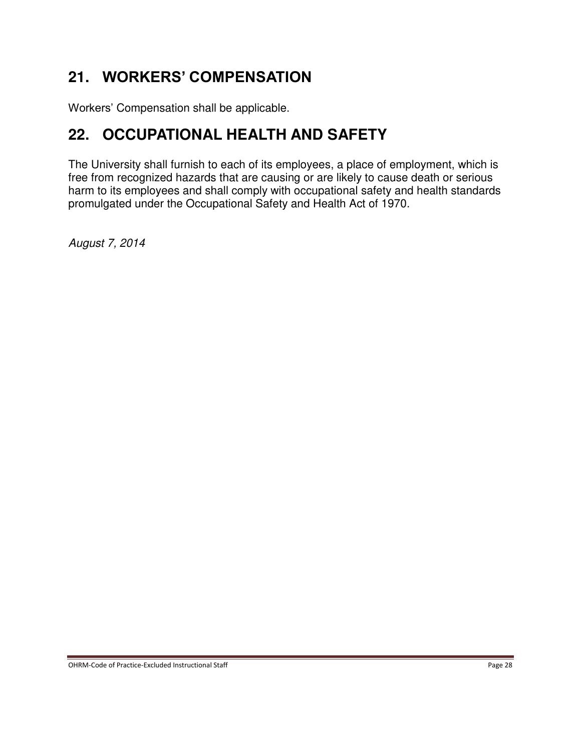## 21. WORKERS' COMPENSATION

Workers' Compensation shall be applicable.

## 22. OCCUPATIONAL HEALTH AND SAFETY

The University shall furnish to each of its employees, a place of employment, which is free from recognized hazards that are causing or are likely to cause death or serious harm to its employees and shall comply with occupational safety and health standards promulgated under the Occupational Safety and Health Act of 1970.

*August 7, 2014*